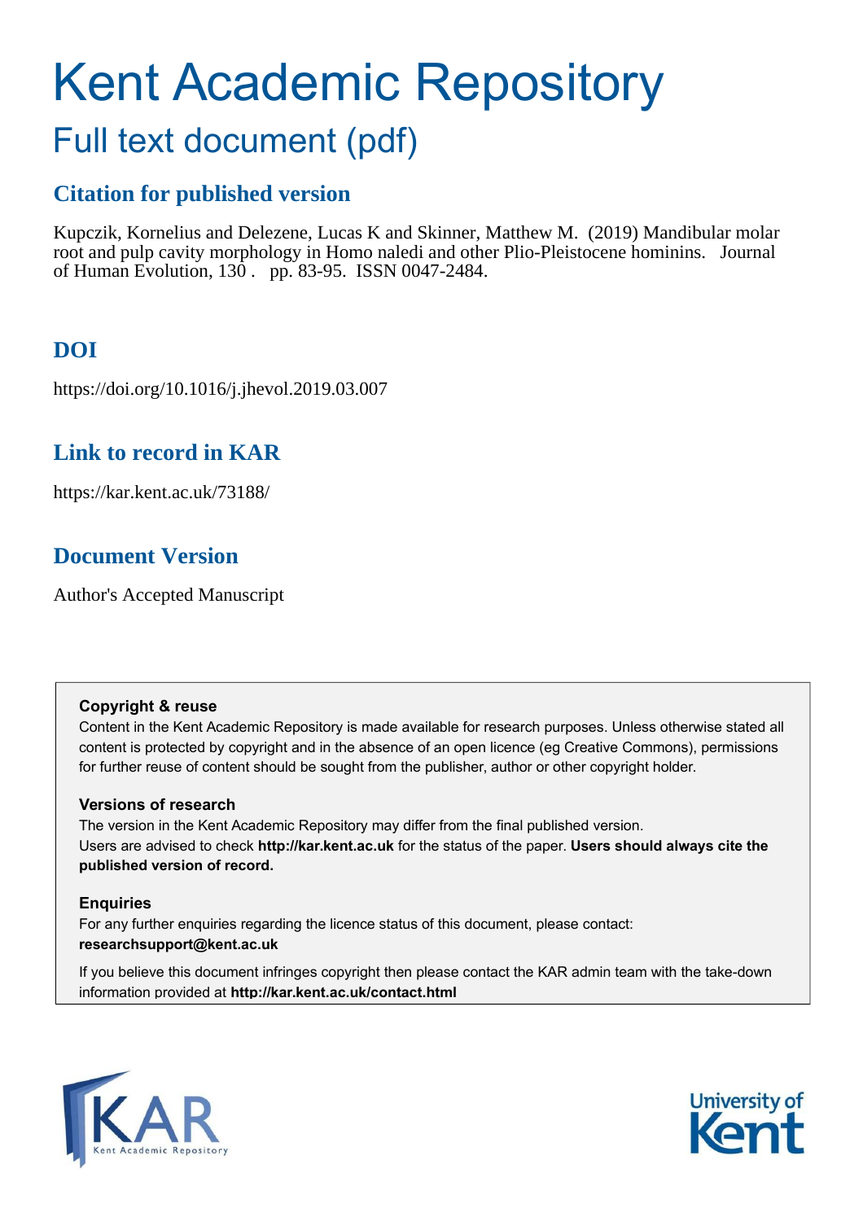# Kent Academic Repository

## Full text document (pdf)

### Citation for published version

Kupczik, Kornelius and Delezene, Lucas K and Skinner, Matthew M. (2019) Mandibular molar root and pulp cavity morphology in Homo naledi and other Plio-Pleistocene hominins. Journal of Human Evolution, 130 . pp. 83-95. ISSN 0047-2484.

### DOI

https://doi.org/10.1016/j.jhevol.2019.03.007

### Link to record in KAR

https://kar.kent.ac.uk/73188/

### Document Version

Author's Accepted Manuscript

**Copyright & reuse**

Content in the Kent Academic Repository is made available for research purposes. Unless otherwise stated all content is protected by copyright and in the absence of an open licence (eg Creative Commons), permissions for further reuse of content should be sought from the publisher, author or other copyright holder.

**Versions of research**

The version in the Kent Academic Repository may differ from the final published version. Users are advised to check **http://kar.kent.ac.uk** for the status of the paper. **Users should always cite the published version of record.**

**Enquiries**

For any further enquiries regarding the licence status of this document, please contact: **researchsupport@kent.ac.uk**

If you believe this document infringes copyright then please contact the KAR admin team with the take-down information provided at **http://kar.kent.ac.uk/contact.html**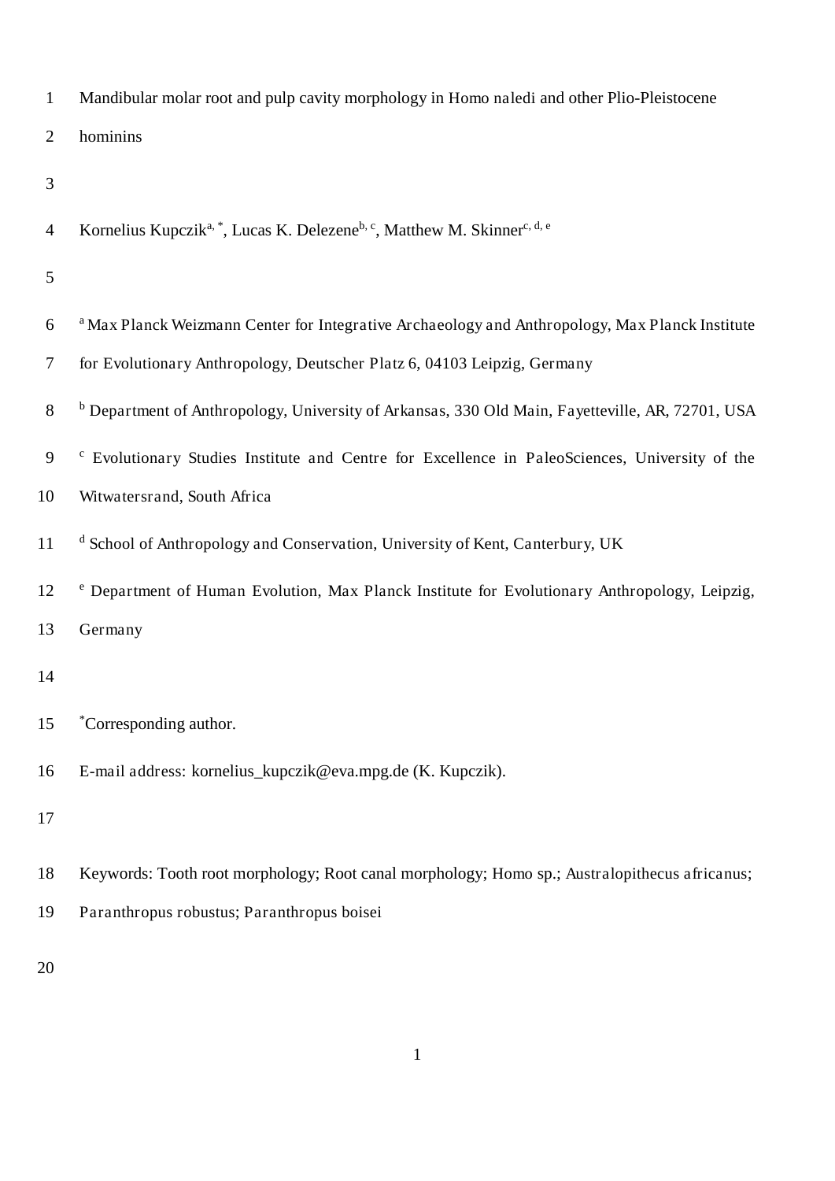# Mandibular molar root and pulp cavity morphology in Homo naledi and other Plio-Pleistocene hominins

Kornelius Kupczik[a, *], Lucas K. Delezene[b, c], Matthew M. Skinner[c, d, e]

[a] Max Planck Weizmann Center for Integrative Archaeology and Anthropology, Max Planck Institute for Evolutionary Anthropology, Deutscher Platz 6, 04103 Leipzig, Germany

[b] Department of Anthropology, University of Arkansas, 330 Old Main, Fayetteville, AR, 72701, USA

[c] Evolutionary Studies Institute and Centre for Excellence in PaleoSciences, University of the Witwatersrand, South Africa

[d] School of Anthropology and Conservation, University of Kent, Canterbury, UK

[e] Department of Human Evolution, Max Planck Institute for Evolutionary Anthropology, Leipzig, Germany

[*] Corresponding author.

E-mail address: kornelius_kupczik@eva.mpg.de (K. Kupczik).

Keywords: Tooth root morphology; Root canal morphology; Homo sp.; Australopithecus africanus; Paranthropus robustus; Paranthropus boisei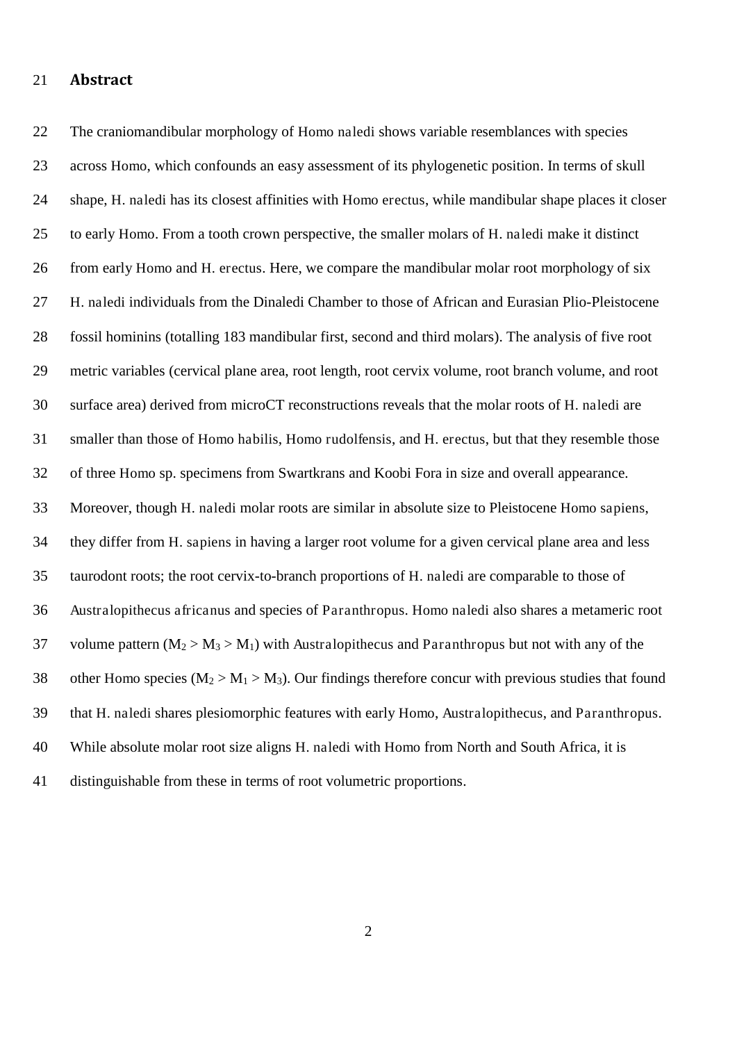## Abstract

The craniomandibular morphology of *Homo naledi* shows variable resemblances with species across *Homo*, which confounds an easy assessment of its phylogenetic position. In terms of skull shape, *H. naledi* has its closest affinities with *Homo erectus*, while mandibular shape places it closer to early *Homo*. From a tooth crown perspective, the smaller molars of *H. naledi* make it distinct from early *Homo* and *H. erectus*. Here, we compare the mandibular molar root morphology of six *H. naledi* individuals from the Dinaledi Chamber to those of African and Eurasian Plio-Pleistocene fossil hominins (totalling 183 mandibular first, second and third molars). The analysis of five root metric variables (cervical plane area, root length, root cervix volume, root branch volume, and root surface area) derived from microCT reconstructions reveals that the molar roots of *H. naledi* are smaller than those of *Homo habilis*, *Homo rudolfensis*, and *H. erectus*, but that they resemble those of three *Homo* sp. specimens from Swartkrans and Koobi Fora in size and overall appearance. Moreover, though *H. naledi* molar roots are similar in absolute size to Pleistocene *Homo sapiens*, they differ from *H. sapiens* in having a larger root volume for a given cervical plane area and less taurodont roots; the root cervix-to-branch proportions of *H. naledi* are comparable to those of *Australopithecus africanus* and species of *Paranthropus*. *Homo naledi* also shares a metameric root volume pattern ($M_2 > M_3 > M_1$) with *Australopithecus* and *Paranthropus* but not with any of the other *Homo* species ($M_2 > M_1 > M_3$). Our findings therefore concur with previous studies that found that *H. naledi* shares plesiomorphic features with early *Homo*, *Australopithecus*, and *Paranthropus*. While absolute molar root size aligns *H. naledi* with *Homo* from North and South Africa, it is distinguishable from these in terms of root volumetric proportions.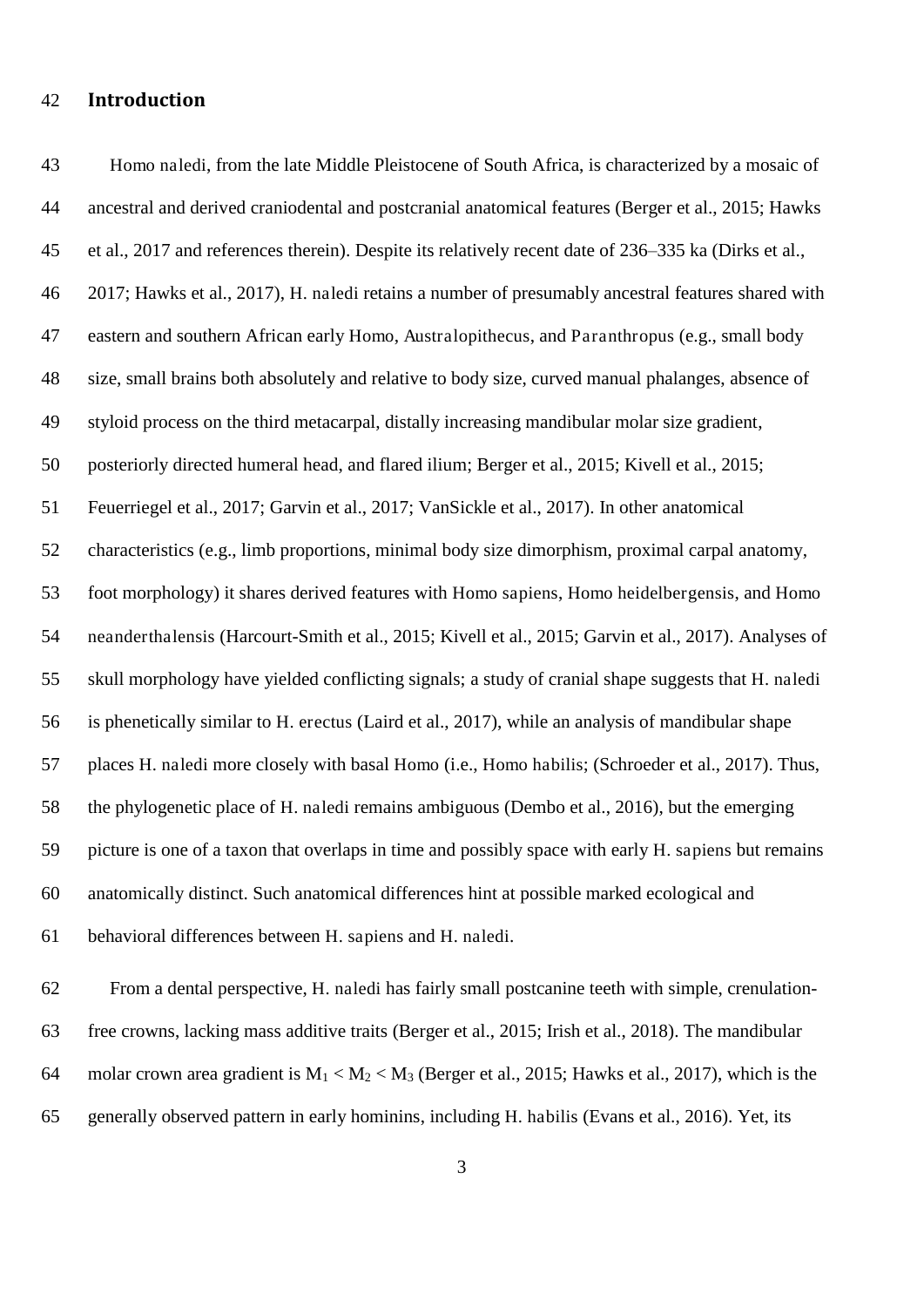## Introduction

*Homo naledi*, from the late Middle Pleistocene of South Africa, is characterized by a mosaic of ancestral and derived craniodental and postcranial anatomical features (Berger et al., 2015; Hawks et al., 2017 and references therein). Despite its relatively recent date of 236–335 ka (Dirks et al., 2017; Hawks et al., 2017), *H. naledi* retains a number of presumably ancestral features shared with eastern and southern African early *Homo*, *Australopithecus*, and *Paranthropus* (e.g., small body size, small brains both absolutely and relative to body size, curved manual phalanges, absence of styloid process on the third metacarpal, distally increasing mandibular molar size gradient, posteriorly directed humeral head, and flared ilium; Berger et al., 2015; Kivell et al., 2015; Feuerriegel et al., 2017; Garvin et al., 2017; VanSickle et al., 2017). In other anatomical characteristics (e.g., limb proportions, minimal body size dimorphism, proximal carpal anatomy, foot morphology) it shares derived features with *Homo sapiens*, *Homo heidelbergensis*, and *Homo neanderthalensis* (Harcourt-Smith et al., 2015; Kivell et al., 2015; Garvin et al., 2017). Analyses of skull morphology have yielded conflicting signals; a study of cranial shape suggests that *H. naledi* is phenetically similar to *H. erectus* (Laird et al., 2017), while an analysis of mandibular shape places *H. naledi* more closely with basal *Homo* (i.e., *Homo habilis*; (Schroeder et al., 2017). Thus, the phylogenetic place of *H. naledi* remains ambiguous (Dembo et al., 2016), but the emerging picture is one of a taxon that overlaps in time and possibly space with early *H. sapiens* but remains anatomically distinct. Such anatomical differences hint at possible marked ecological and behavioral differences between *H. sapiens* and *H. naledi*.

From a dental perspective, *H. naledi* has fairly small postcanine teeth with simple, crenulation-free crowns, lacking mass additive traits (Berger et al., 2015; Irish et al., 2018). The mandibular molar crown area gradient is $M_1 < M_2 < M_3$ (Berger et al., 2015; Hawks et al., 2017), which is the generally observed pattern in early hominins, including *H. habilis* (Evans et al., 2016). Yet, its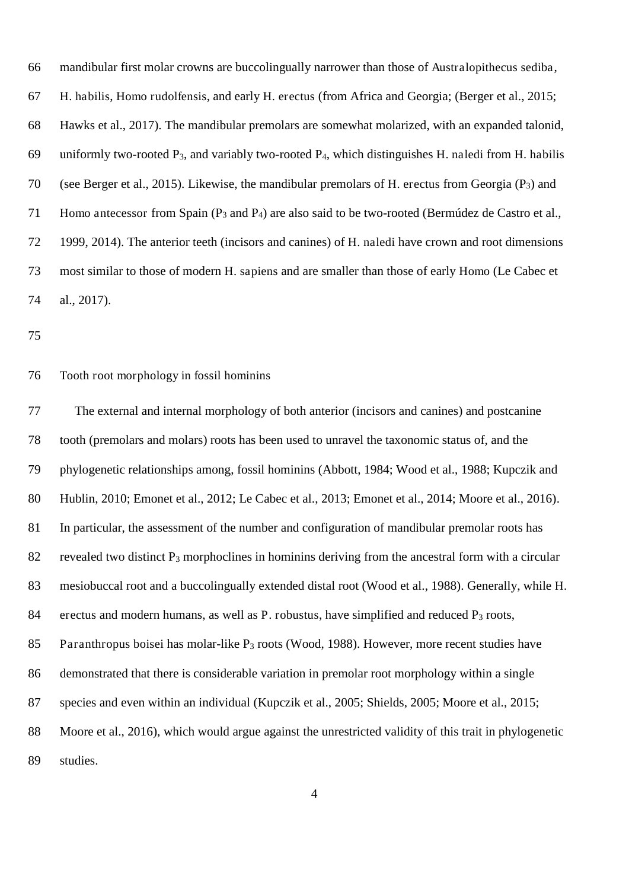mandibular first molar crowns are buccolingually narrower than those of *Australopithecus sediba*, *H. habilis*, *Homo rudolfensis*, and early *H. erectus* (from Africa and Georgia; (Berger et al., 2015; Hawks et al., 2017). The mandibular premolars are somewhat molarized, with an expanded talonid, uniformly two-rooted $P_3$, and variably two-rooted $P_4$, which distinguishes *H. naledi* from *H. habilis* (see Berger et al., 2015). Likewise, the mandibular premolars of *H. erectus* from Georgia ($P_3$) and *Homo antecessor* from Spain ($P_3$ and $P_4$) are also said to be two-rooted (Bermúdez de Castro et al., 1999, 2014). The anterior teeth (incisors and canines) of *H. naledi* have crown and root dimensions most similar to those of modern *H. sapiens* and are smaller than those of early *Homo* (Le Cabec et al., 2017).

## Tooth root morphology in fossil hominins

The external and internal morphology of both anterior (incisors and canines) and postcanine tooth (premolars and molars) roots has been used to unravel the taxonomic status of, and the phylogenetic relationships among, fossil hominins (Abbott, 1984; Wood et al., 1988; Kupczik and Hublin, 2010; Emonet et al., 2012; Le Cabec et al., 2013; Emonet et al., 2014; Moore et al., 2016). In particular, the assessment of the number and configuration of mandibular premolar roots has revealed two distinct $P_3$ morphoclines in hominins deriving from the ancestral form with a circular mesiobuccal root and a buccolingually extended distal root (Wood et al., 1988). Generally, while *H. erectus* and modern humans, as well as *P. robustus*, have simplified and reduced $P_3$ roots, *Paranthropus boisei* has molar-like $P_3$ roots (Wood, 1988). However, more recent studies have demonstrated that there is considerable variation in premolar root morphology within a single species and even within an individual (Kupczik et al., 2005; Shields, 2005; Moore et al., 2015; Moore et al., 2016), which would argue against the unrestricted validity of this trait in phylogenetic studies.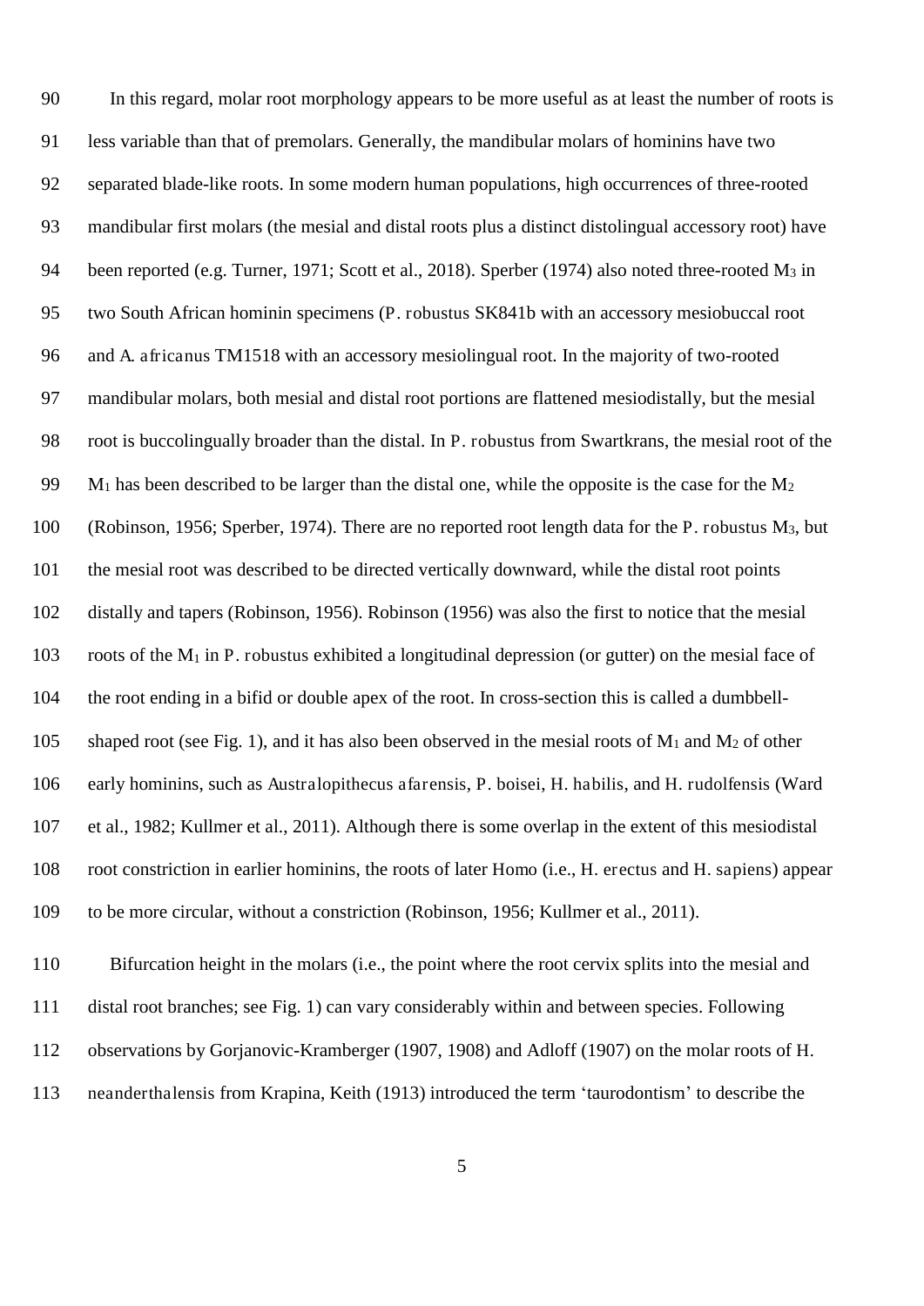In this regard, molar root morphology appears to be more useful as at least the number of roots is less variable than that of premolars. Generally, the mandibular molars of hominins have two separated blade-like roots. In some modern human populations, high occurrences of three-rooted mandibular first molars (the mesial and distal roots plus a distinct distolingual accessory root) have been reported (e.g. Turner, 1971; Scott et al., 2018). Sperber (1974) also noted three-rooted $M_3$ in two South African hominin specimens (*P. robustus* SK841b with an accessory mesiobuccal root and *A. africanus* TM1518 with an accessory mesiolingual root. In the majority of two-rooted mandibular molars, both mesial and distal root portions are flattened mesiodistally, but the mesial root is buccolingually broader than the distal. In *P. robustus* from Swartkrans, the mesial root of the $M_1$ has been described to be larger than the distal one, while the opposite is the case for the $M_2$ (Robinson, 1956; Sperber, 1974). There are no reported root length data for the *P. robustus* $M_3$, but the mesial root was described to be directed vertically downward, while the distal root points distally and tapers (Robinson, 1956). Robinson (1956) was also the first to notice that the mesial roots of the $M_1$ in *P. robustus* exhibited a longitudinal depression (or gutter) on the mesial face of the root ending in a bifid or double apex of the root. In cross-section this is called a dumbbell-shaped root (see Fig. 1), and it has also been observed in the mesial roots of $M_1$ and $M_2$ of other early hominins, such as *Australopithecus afarensis*, *P. boisei*, *H. habilis*, and *H. rudolfensis* (Ward et al., 1982; Kullmer et al., 2011). Although there is some overlap in the extent of this mesiodistal root constriction in earlier hominins, the roots of later *Homo* (i.e., *H. erectus* and *H. sapiens*) appear to be more circular, without a constriction (Robinson, 1956; Kullmer et al., 2011).

Bifurcation height in the molars (i.e., the point where the root cervix splits into the mesial and distal root branches; see Fig. 1) can vary considerably within and between species. Following observations by Gorjanovic-Kramberger (1907, 1908) and Adloff (1907) on the molar roots of *H. neanderthalensis* from Krapina, Keith (1913) introduced the term 'taurodontism' to describe the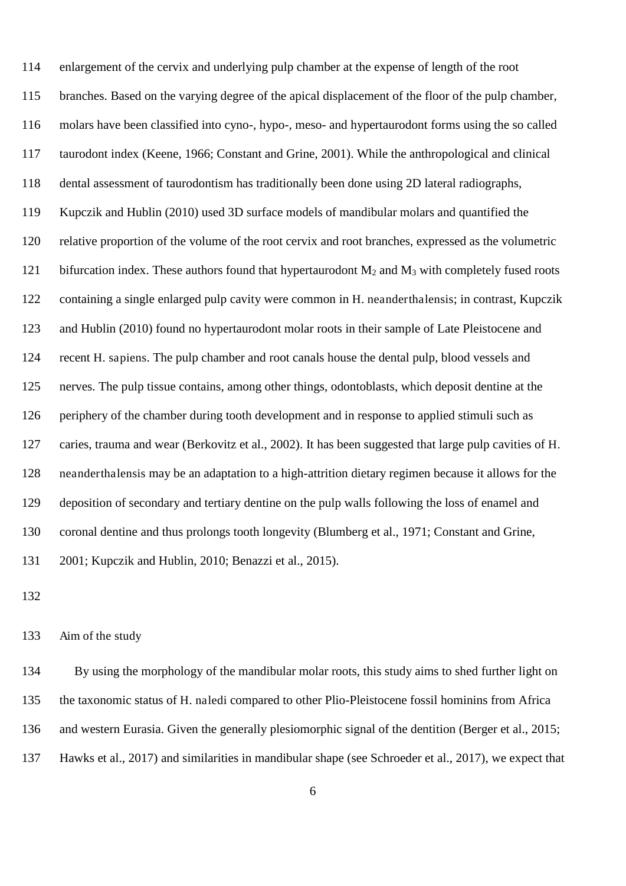enlargement of the cervix and underlying pulp chamber at the expense of length of the root branches. Based on the varying degree of the apical displacement of the floor of the pulp chamber, molars have been classified into cyno-, hypo-, meso- and hypertaurodont forms using the so called taurodont index (Keene, 1966; Constant and Grine, 2001). While the anthropological and clinical dental assessment of taurodontism has traditionally been done using 2D lateral radiographs, Kupczik and Hublin (2010) used 3D surface models of mandibular molars and quantified the relative proportion of the volume of the root cervix and root branches, expressed as the volumetric bifurcation index. These authors found that hypertaurodont $M_2$ and $M_3$ with completely fused roots containing a single enlarged pulp cavity were common in *H. neanderthalensis*; in contrast, Kupczik and Hublin (2010) found no hypertaurodont molar roots in their sample of Late Pleistocene and recent *H. sapiens*. The pulp chamber and root canals house the dental pulp, blood vessels and nerves. The pulp tissue contains, among other things, odontoblasts, which deposit dentine at the periphery of the chamber during tooth development and in response to applied stimuli such as caries, trauma and wear (Berkovitz et al., 2002). It has been suggested that large pulp cavities of *H. neanderthalensis* may be an adaptation to a high-attrition dietary regimen because it allows for the deposition of secondary and tertiary dentine on the pulp walls following the loss of enamel and coronal dentine and thus prolongs tooth longevity (Blumberg et al., 1971; Constant and Grine, 2001; Kupczik and Hublin, 2010; Benazzi et al., 2015).

## Aim of the study

By using the morphology of the mandibular molar roots, this study aims to shed further light on the taxonomic status of *H. naledi* compared to other Plio-Pleistocene fossil hominins from Africa and western Eurasia. Given the generally plesiomorphic signal of the dentition (Berger et al., 2015; Hawks et al., 2017) and similarities in mandibular shape (see Schroeder et al., 2017), we expect that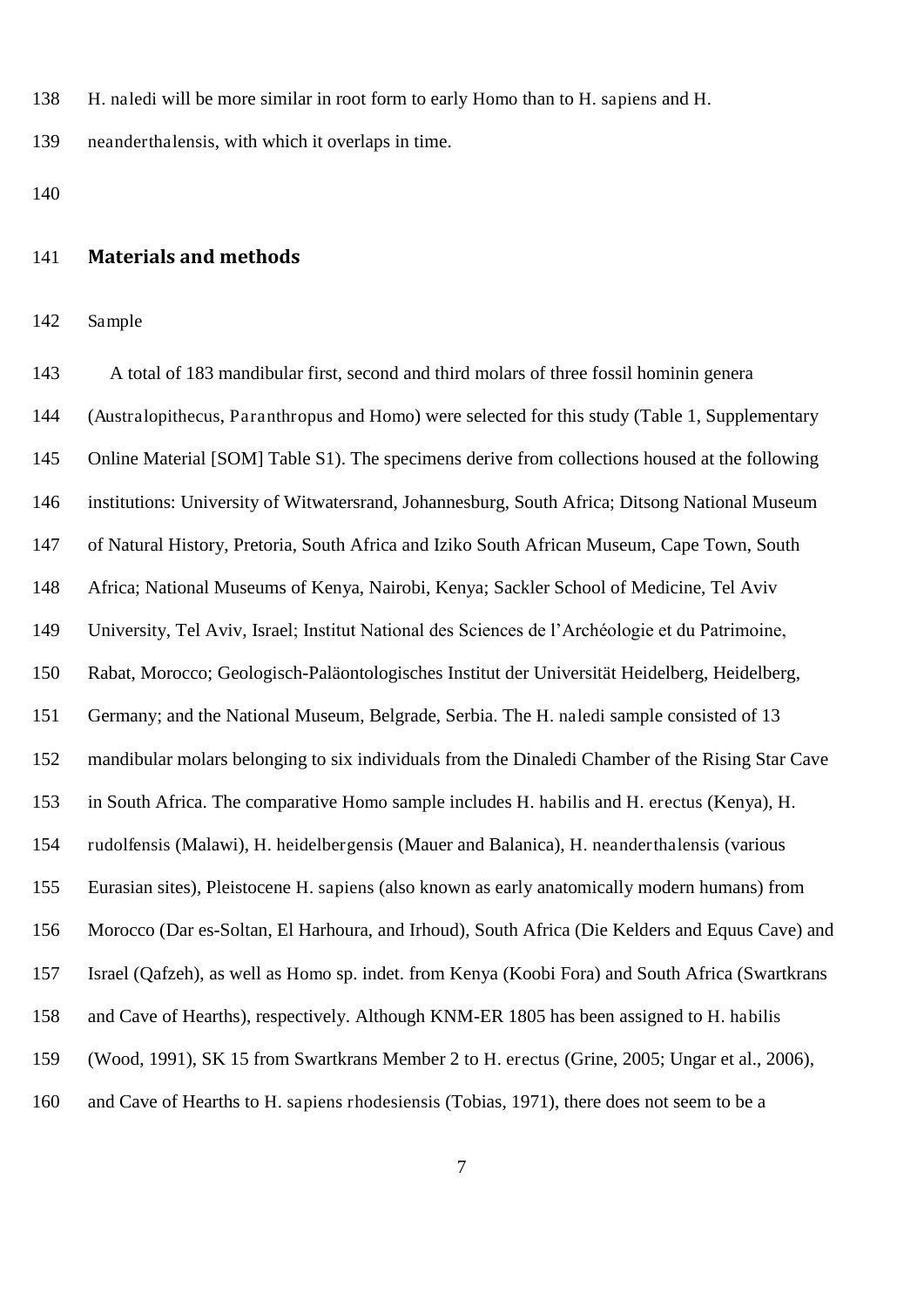H. naledi will be more similar in root form to early Homo than to H. sapiens and H. neanderthalensis, with which it overlaps in time.

## Materials and methods

### Sample

A total of 183 mandibular first, second and third molars of three fossil hominin genera (Australopithecus, Paranthropus and Homo) were selected for this study (Table 1, Supplementary Online Material [SOM] Table S1). The specimens derive from collections housed at the following institutions: University of Witwatersrand, Johannesburg, South Africa; Ditsong National Museum of Natural History, Pretoria, South Africa and Iziko South African Museum, Cape Town, South Africa; National Museums of Kenya, Nairobi, Kenya; Sackler School of Medicine, Tel Aviv University, Tel Aviv, Israel; Institut National des Sciences de l'Archéologie et du Patrimoine, Rabat, Morocco; Geologisch-Paläontologisches Institut der Universität Heidelberg, Heidelberg, Germany; and the National Museum, Belgrade, Serbia. The H. naledi sample consisted of 13 mandibular molars belonging to six individuals from the Dinaledi Chamber of the Rising Star Cave in South Africa. The comparative Homo sample includes H. habilis and H. erectus (Kenya), H. rudolfensis (Malawi), H. heidelbergensis (Mauer and Balanica), H. neanderthalensis (various Eurasian sites), Pleistocene H. sapiens (also known as early anatomically modern humans) from Morocco (Dar es-Soltan, El Harhoura, and Irhoud), South Africa (Die Kelders and Equus Cave) and Israel (Qafzeh), as well as Homo sp. indet. from Kenya (Koobi Fora) and South Africa (Swartkrans and Cave of Hearths), respectively. Although KNM-ER 1805 has been assigned to H. habilis (Wood, 1991), SK 15 from Swartkrans Member 2 to H. erectus (Grine, 2005; Ungar et al., 2006), and Cave of Hearths to H. sapiens rhodesiensis (Tobias, 1971), there does not seem to be a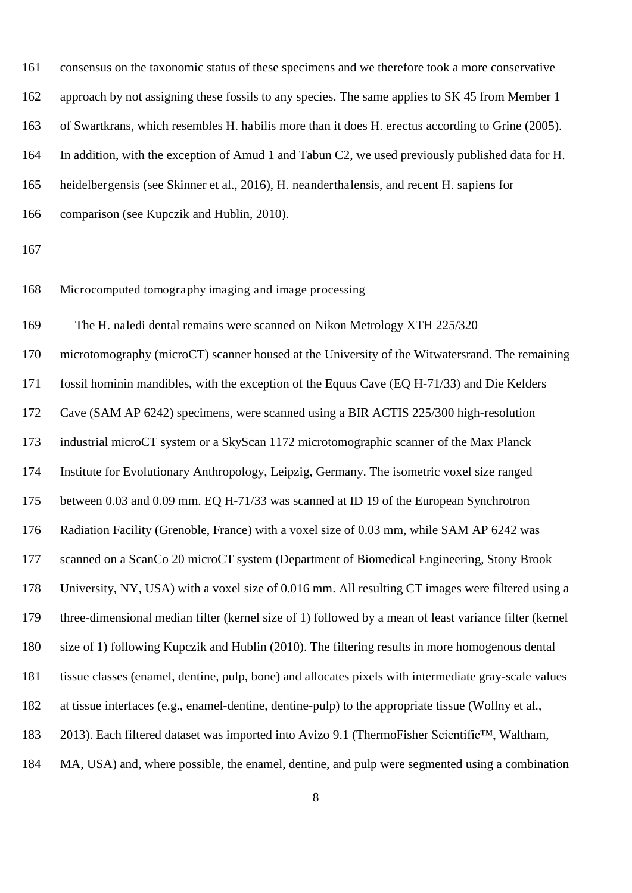consensus on the taxonomic status of these specimens and we therefore took a more conservative approach by not assigning these fossils to any species. The same applies to SK 45 from Member 1 of Swartkrans, which resembles *H. habilis* more than it does *H. erectus* according to Grine (2005). In addition, with the exception of Amud 1 and Tabun C2, we used previously published data for *H. heidelbergensis* (see Skinner et al., 2016), *H. neanderthalensis*, and recent *H. sapiens* for comparison (see Kupczik and Hublin, 2010).

## Microcomputed tomography imaging and image processing

The *H. naledi* dental remains were scanned on Nikon Metrology XTH 225/320 microtomography (microCT) scanner housed at the University of the Witwatersrand. The remaining fossil hominin mandibles, with the exception of the Equus Cave (EQ H-71/33) and Die Kelders Cave (SAM AP 6242) specimens, were scanned using a BIR ACTIS 225/300 high-resolution industrial microCT system or a SkyScan 1172 microtomographic scanner of the Max Planck Institute for Evolutionary Anthropology, Leipzig, Germany. The isometric voxel size ranged between 0.03 and 0.09 mm. EQ H-71/33 was scanned at ID 19 of the European Synchrotron Radiation Facility (Grenoble, France) with a voxel size of 0.03 mm, while SAM AP 6242 was scanned on a ScanCo 20 microCT system (Department of Biomedical Engineering, Stony Brook University, NY, USA) with a voxel size of 0.016 mm. All resulting CT images were filtered using a three-dimensional median filter (kernel size of 1) followed by a mean of least variance filter (kernel size of 1) following Kupczik and Hublin (2010). The filtering results in more homogenous dental tissue classes (enamel, dentine, pulp, bone) and allocates pixels with intermediate gray-scale values at tissue interfaces (e.g., enamel-dentine, dentine-pulp) to the appropriate tissue (Wollny et al., 2013). Each filtered dataset was imported into Avizo 9.1 (ThermoFisher Scientific™, Waltham, MA, USA) and, where possible, the enamel, dentine, and pulp were segmented using a combination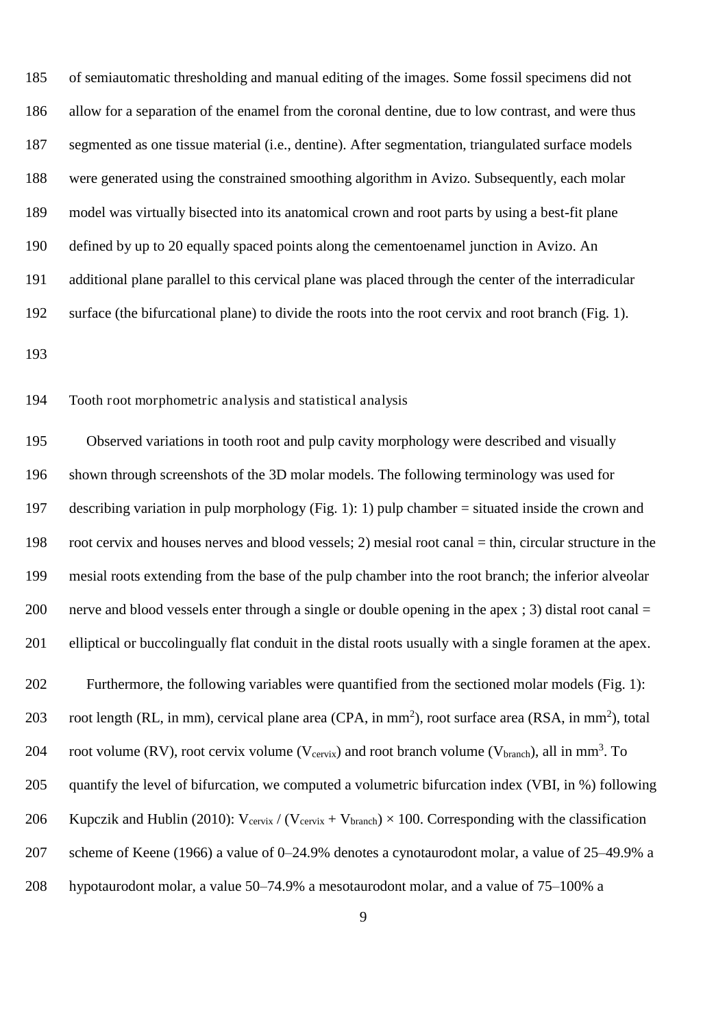of semiautomatic thresholding and manual editing of the images. Some fossil specimens did not allow for a separation of the enamel from the coronal dentine, due to low contrast, and were thus segmented as one tissue material (i.e., dentine). After segmentation, triangulated surface models were generated using the constrained smoothing algorithm in Avizo. Subsequently, each molar model was virtually bisected into its anatomical crown and root parts by using a best-fit plane defined by up to 20 equally spaced points along the cementoenamel junction in Avizo. An additional plane parallel to this cervical plane was placed through the center of the interradicular surface (the bifurcational plane) to divide the roots into the root cervix and root branch (Fig. 1).

## Tooth root morphometric analysis and statistical analysis

Observed variations in tooth root and pulp cavity morphology were described and visually shown through screenshots of the 3D molar models. The following terminology was used for describing variation in pulp morphology (Fig. 1): 1) pulp chamber = situated inside the crown and root cervix and houses nerves and blood vessels; 2) mesial root canal = thin, circular structure in the mesial roots extending from the base of the pulp chamber into the root branch; the inferior alveolar nerve and blood vessels enter through a single or double opening in the apex ; 3) distal root canal = elliptical or buccolingually flat conduit in the distal roots usually with a single foramen at the apex.

Furthermore, the following variables were quantified from the sectioned molar models (Fig. 1): root length (RL, in mm), cervical plane area (CPA, in $mm^2$), root surface area (RSA, in $mm^2$), total root volume (RV), root cervix volume ($V_{cervix}$) and root branch volume ($V_{branch}$), all in $mm^3$. To quantify the level of bifurcation, we computed a volumetric bifurcation index (VBI, in %) following Kupczik and Hublin (2010): $V_{cervix} / (V_{cervix} + V_{branch}) \times 100$. Corresponding with the classification scheme of Keene (1966) a value of 0–24.9% denotes a cynotaurodont molar, a value of 25–49.9% a hypotaurodont molar, a value 50–74.9% a mesotaurodont molar, and a value of 75–100% a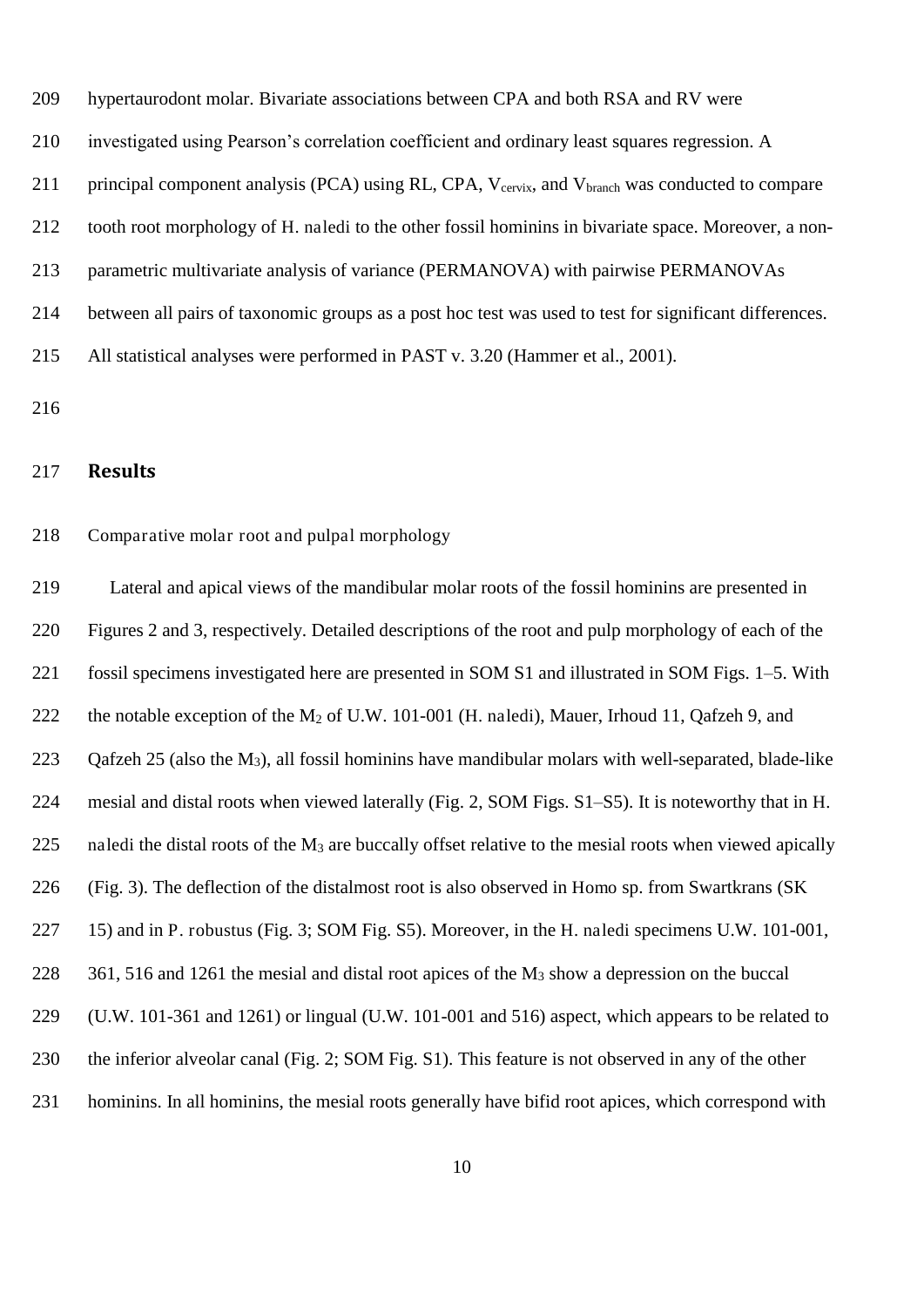hypertaurodont molar. Bivariate associations between CPA and both RSA and RV were investigated using Pearson's correlation coefficient and ordinary least squares regression. A principal component analysis (PCA) using RL, CPA, $V_{cervix}$, and $V_{branch}$ was conducted to compare tooth root morphology of *H. naledi* to the other fossil hominins in bivariate space. Moreover, a non-parametric multivariate analysis of variance (PERMANOVA) with pairwise PERMANOVAs between all pairs of taxonomic groups as a post hoc test was used to test for significant differences. All statistical analyses were performed in PAST v. 3.20 (Hammer et al., 2001).

## Results

### Comparative molar root and pulpal morphology

Lateral and apical views of the mandibular molar roots of the fossil hominins are presented in Figures 2 and 3, respectively. Detailed descriptions of the root and pulp morphology of each of the fossil specimens investigated here are presented in SOM S1 and illustrated in SOM Figs. 1–5. With the notable exception of the $M_2$ of U.W. 101-001 (*H. naledi*), Mauer, Irhoud 11, Qafzeh 9, and Qafzeh 25 (also the $M_3$), all fossil hominins have mandibular molars with well-separated, blade-like mesial and distal roots when viewed laterally (Fig. 2, SOM Figs. S1–S5). It is noteworthy that in *H. naledi* the distal roots of the $M_3$ are buccally offset relative to the mesial roots when viewed apically (Fig. 3). The deflection of the distalmost root is also observed in *Homo* sp. from Swartkrans (SK 15) and in *P. robustus* (Fig. 3; SOM Fig. S5). Moreover, in the *H. naledi* specimens U.W. 101-001, 361, 516 and 1261 the mesial and distal root apices of the $M_3$ show a depression on the buccal (U.W. 101-361 and 1261) or lingual (U.W. 101-001 and 516) aspect, which appears to be related to the inferior alveolar canal (Fig. 2; SOM Fig. S1). This feature is not observed in any of the other hominins. In all hominins, the mesial roots generally have bifid root apices, which correspond with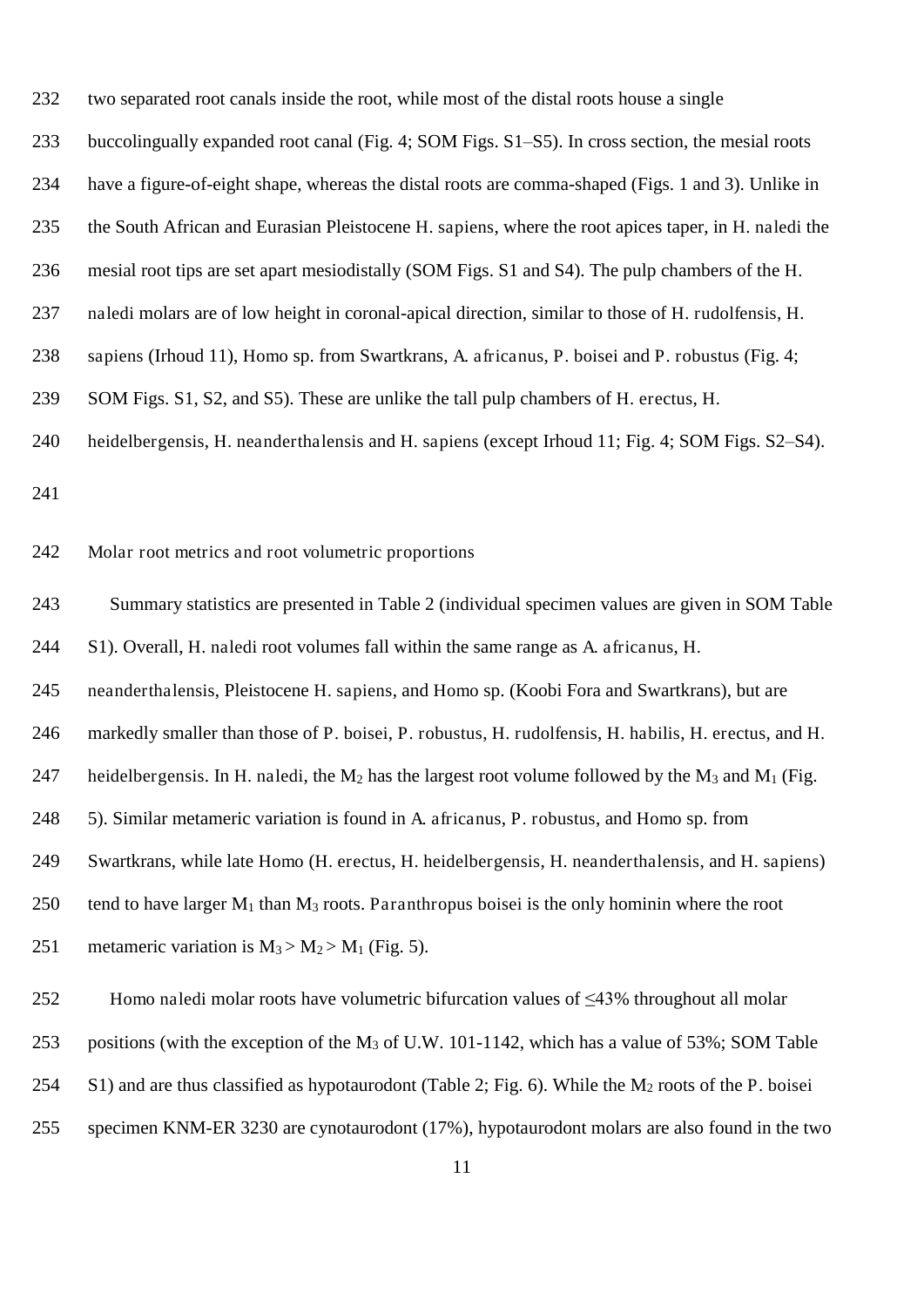two separated root canals inside the root, while most of the distal roots house a single buccolingually expanded root canal (Fig. 4; SOM Figs. S1–S5). In cross section, the mesial roots have a figure-of-eight shape, whereas the distal roots are comma-shaped (Figs. 1 and 3). Unlike in the South African and Eurasian Pleistocene H. sapiens, where the root apices taper, in H. naledi the mesial root tips are set apart mesiodistally (SOM Figs. S1 and S4). The pulp chambers of the H. naledi molars are of low height in coronal-apical direction, similar to those of H. rudolfensis, H. sapiens (Irhoud 11), Homo sp. from Swartkrans, A. africanus, P. boisei and P. robustus (Fig. 4; SOM Figs. S1, S2, and S5). These are unlike the tall pulp chambers of H. erectus, H. heidelbergensis, H. neanderthalensis and H. sapiens (except Irhoud 11; Fig. 4; SOM Figs. S2–S4).

## Molar root metrics and root volumetric proportions

Summary statistics are presented in Table 2 (individual specimen values are given in SOM Table S1). Overall, H. naledi root volumes fall within the same range as A. africanus, H. neanderthalensis, Pleistocene H. sapiens, and Homo sp. (Koobi Fora and Swartkrans), but are markedly smaller than those of P. boisei, P. robustus, H. rudolfensis, H. habilis, H. erectus, and H. heidelbergensis. In H. naledi, the $M_2$ has the largest root volume followed by the $M_3$ and $M_1$ (Fig. 5). Similar metameric variation is found in A. africanus, P. robustus, and Homo sp. from Swartkrans, while late Homo (H. erectus, H. heidelbergensis, H. neanderthalensis, and H. sapiens) tend to have larger $M_1$ than $M_3$ roots. Paranthropus boisei is the only hominin where the root metameric variation is $M_3 > M_2 > M_1$ (Fig. 5).

Homo naledi molar roots have volumetric bifurcation values of ≤43% throughout all molar positions (with the exception of the $M_3$ of U.W. 101-1142, which has a value of 53%; SOM Table S1) and are thus classified as hypotaurodont (Table 2; Fig. 6). While the $M_2$ roots of the P. boisei specimen KNM-ER 3230 are cynotaurodont (17%), hypotaurodont molars are also found in the two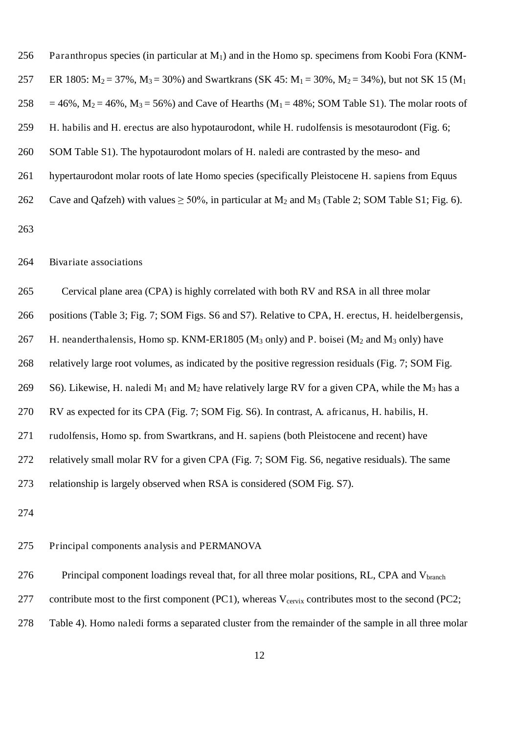*Paranthropus* species (in particular at $M_1$) and in the *Homo* sp. specimens from Koobi Fora (KNM-ER 1805: $M_2$ = 37%, $M_3$ = 30%) and Swartkrans (SK 45: $M_1$ = 30%, $M_2$ = 34%), but not SK 15 ($M_1$ = 46%, $M_2$ = 46%, $M_3$ = 56%) and Cave of Hearths ($M_1$ = 48%; SOM Table S1). The molar roots of *H. habilis* and *H. erectus* are also hypotaurodont, while *H. rudolfensis* is mesotaurodont (Fig. 6; SOM Table S1). The hypotaurodont molars of *H. naledi* are contrasted by the meso- and hypertaurodont molar roots of late *Homo* species (specifically Pleistocene *H. sapiens* from Equus Cave and Qafzeh) with values ≥ 50%, in particular at $M_2$ and $M_3$ (Table 2; SOM Table S1; Fig. 6).

## Bivariate associations

Cervical plane area (CPA) is highly correlated with both RV and RSA in all three molar positions (Table 3; Fig. 7; SOM Figs. S6 and S7). Relative to CPA, *H. erectus*, *H. heidelbergensis*, *H. neanderthalensis*, *Homo* sp. KNM-ER1805 ($M_3$ only) and *P. boisei* ($M_2$ and $M_3$ only) have relatively large root volumes, as indicated by the positive regression residuals (Fig. 7; SOM Fig. S6). Likewise, *H. naledi* $M_1$ and $M_2$ have relatively large RV for a given CPA, while the $M_3$ has a RV as expected for its CPA (Fig. 7; SOM Fig. S6). In contrast, *A. africanus*, *H. habilis*, *H. rudolfensis*, *Homo* sp. from Swartkrans, and *H. sapiens* (both Pleistocene and recent) have relatively small molar RV for a given CPA (Fig. 7; SOM Fig. S6, negative residuals). The same relationship is largely observed when RSA is considered (SOM Fig. S7).

## Principal components analysis and PERMANOVA

Principal component loadings reveal that, for all three molar positions, RL, CPA and $V_{branch}$ contribute most to the first component (PC1), whereas $V_{cervix}$ contributes most to the second (PC2; Table 4). *Homo naledi* forms a separated cluster from the remainder of the sample in all three molar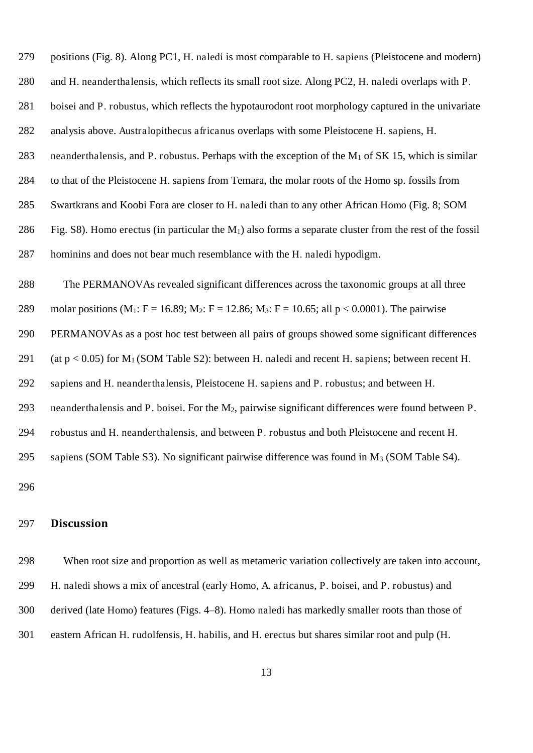positions (Fig. 8). Along PC1, *H. naledi* is most comparable to *H. sapiens* (Pleistocene and modern) and *H. neanderthalensis*, which reflects its small root size. Along PC2, *H. naledi* overlaps with *P. boisei* and *P. robustus*, which reflects the hypotaurodont root morphology captured in the univariate analysis above. *Australopithecus africanus* overlaps with some Pleistocene *H. sapiens*, *H. neanderthalensis*, and *P. robustus*. Perhaps with the exception of the $M_1$ of SK 15, which is similar to that of the Pleistocene *H. sapiens* from Temara, the molar roots of the *Homo* sp. fossils from Swartkrans and Koobi Fora are closer to *H. naledi* than to any other African *Homo* (Fig. 8; SOM Fig. S8). *Homo erectus* (in particular the $M_1$) also forms a separate cluster from the rest of the fossil hominins and does not bear much resemblance with the *H. naledi* hypodigm.

The PERMANOVAs revealed significant differences across the taxonomic groups at all three molar positions ($M_1$: $F = 16.89$; $M_2$: $F = 12.86$; $M_3$: $F = 10.65$; all $p < 0.0001$). The pairwise PERMANOVAs as a post hoc test between all pairs of groups showed some significant differences (at $p < 0.05$) for $M_1$ (SOM Table S2): between *H. naledi* and recent *H. sapiens*; between recent *H. sapiens* and *H. neanderthalensis*, Pleistocene *H. sapiens* and *P. robustus*; and between *H. neanderthalensis* and *P. boisei*. For the $M_2$, pairwise significant differences were found between *P. robustus* and *H. neanderthalensis*, and between *P. robustus* and both Pleistocene and recent *H. sapiens* (SOM Table S3). No significant pairwise difference was found in $M_3$ (SOM Table S4).

## Discussion

When root size and proportion as well as metameric variation collectively are taken into account, *H. naledi* shows a mix of ancestral (early *Homo*, *A. africanus*, *P. boisei*, and *P. robustus*) and derived (late *Homo*) features (Figs. 4–8). *Homo naledi* has markedly smaller roots than those of eastern African *H. rudolfensis*, *H. habilis*, and *H. erectus* but shares similar root and pulp (*H.*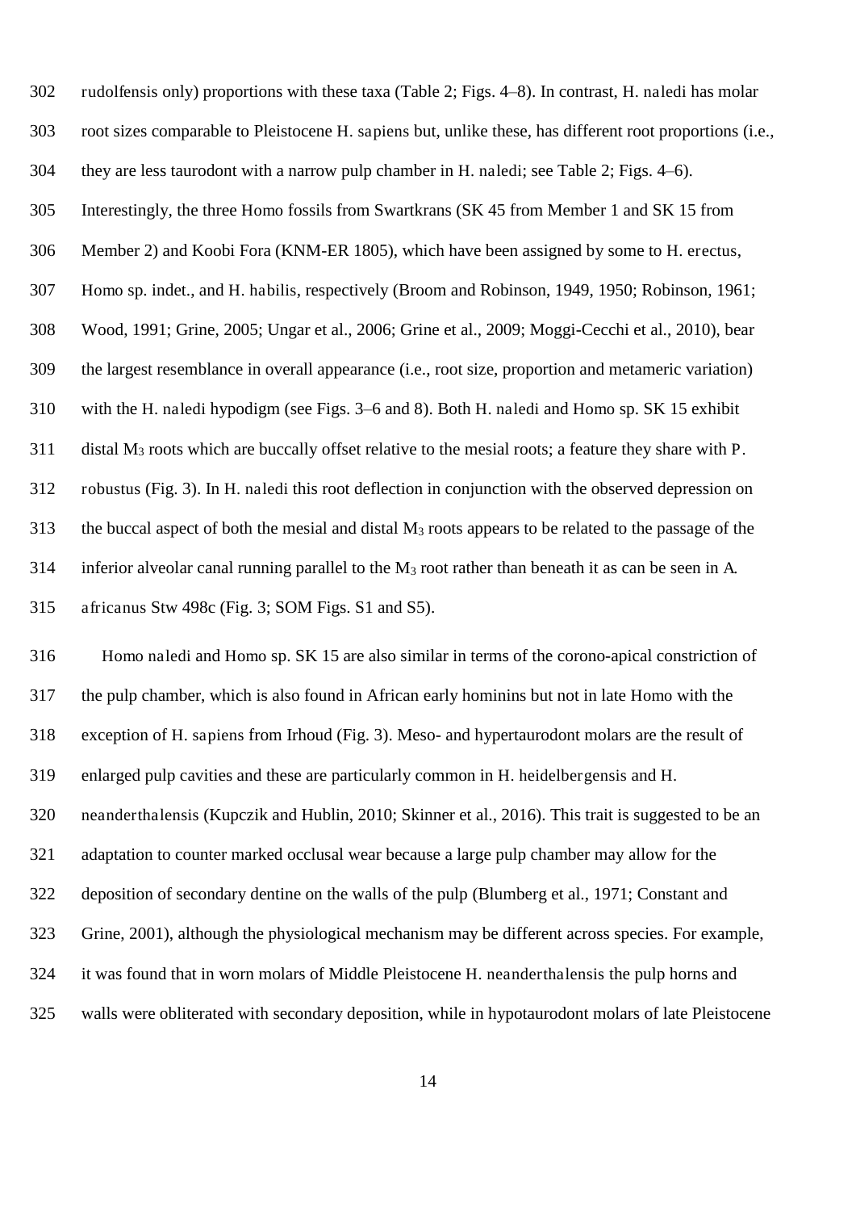rudolfensis only) proportions with these taxa (Table 2; Figs. 4–8). In contrast, *H. naledi* has molar root sizes comparable to Pleistocene *H. sapiens* but, unlike these, has different root proportions (i.e., they are less taurodont with a narrow pulp chamber in *H. naledi*; see Table 2; Figs. 4–6). Interestingly, the three *Homo* fossils from Swartkrans (SK 45 from Member 1 and SK 15 from Member 2) and Koobi Fora (KNM-ER 1805), which have been assigned by some to *H. erectus*, *Homo* sp. indet., and *H. habilis*, respectively (Broom and Robinson, 1949, 1950; Robinson, 1961; Wood, 1991; Grine, 2005; Ungar et al., 2006; Grine et al., 2009; Moggi-Cecchi et al., 2010), bear the largest resemblance in overall appearance (i.e., root size, proportion and metameric variation) with the *H. naledi* hypodigm (see Figs. 3–6 and 8). Both *H. naledi* and *Homo* sp. SK 15 exhibit distal $M_3$ roots which are buccally offset relative to the mesial roots; a feature they share with *P. robustus* (Fig. 3). In *H. naledi* this root deflection in conjunction with the observed depression on the buccal aspect of both the mesial and distal $M_3$ roots appears to be related to the passage of the inferior alveolar canal running parallel to the $M_3$ root rather than beneath it as can be seen in *A. africanus* Stw 498c (Fig. 3; SOM Figs. S1 and S5).

*Homo naledi* and *Homo* sp. SK 15 are also similar in terms of the corono-apical constriction of the pulp chamber, which is also found in African early hominins but not in late *Homo* with the exception of *H. sapiens* from Irhoud (Fig. 3). Meso- and hypertaurodont molars are the result of enlarged pulp cavities and these are particularly common in *H. heidelbergensis* and *H. neanderthalensis* (Kupczik and Hublin, 2010; Skinner et al., 2016). This trait is suggested to be an adaptation to counter marked occlusal wear because a large pulp chamber may allow for the deposition of secondary dentine on the walls of the pulp (Blumberg et al., 1971; Constant and Grine, 2001), although the physiological mechanism may be different across species. For example, it was found that in worn molars of Middle Pleistocene *H. neanderthalensis* the pulp horns and walls were obliterated with secondary deposition, while in hypotaurodont molars of late Pleistocene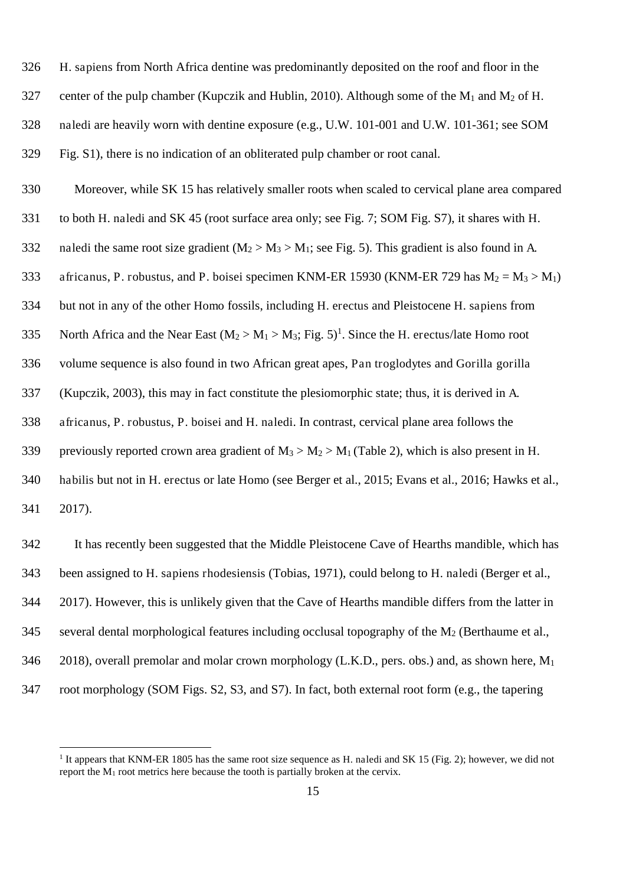H. sapiens from North Africa dentine was predominantly deposited on the roof and floor in the center of the pulp chamber (Kupczik and Hublin, 2010). Although some of the $M_1$ and $M_2$ of H. naledi are heavily worn with dentine exposure (e.g., U.W. 101-001 and U.W. 101-361; see SOM Fig. S1), there is no indication of an obliterated pulp chamber or root canal.

Moreover, while SK 15 has relatively smaller roots when scaled to cervical plane area compared to both H. naledi and SK 45 (root surface area only; see Fig. 7; SOM Fig. S7), it shares with H. naledi the same root size gradient ($M_2 > M_3 > M_1$; see Fig. 5). This gradient is also found in A. africanus, P. robustus, and P. boisei specimen KNM-ER 15930 (KNM-ER 729 has $M_2 = M_3 > M_1$) but not in any of the other Homo fossils, including H. erectus and Pleistocene H. sapiens from North Africa and the Near East ($M_2 > M_1 > M_3$; Fig. 5)[1]. Since the H. erectus/late Homo root volume sequence is also found in two African great apes, Pan troglodytes and Gorilla gorilla (Kupczik, 2003), this may in fact constitute the plesiomorphic state; thus, it is derived in A. africanus, P. robustus, P. boisei and H. naledi. In contrast, cervical plane area follows the previously reported crown area gradient of $M_3 > M_2 > M_1$ (Table 2), which is also present in H. habilis but not in H. erectus or late Homo (see Berger et al., 2015; Evans et al., 2016; Hawks et al., 2017).

It has recently been suggested that the Middle Pleistocene Cave of Hearths mandible, which has been assigned to H. sapiens rhodesiensis (Tobias, 1971), could belong to H. naledi (Berger et al., 2017). However, this is unlikely given that the Cave of Hearths mandible differs from the latter in several dental morphological features including occlusal topography of the $M_2$ (Berthaume et al., 2018), overall premolar and molar crown morphology (L.K.D., pers. obs.) and, as shown here, $M_1$ root morphology (SOM Figs. S2, S3, and S7). In fact, both external root form (e.g., the tapering

[1] It appears that KNM-ER 1805 has the same root size sequence as H. naledi and SK 15 (Fig. 2); however, we did not report the $M_1$ root metrics here because the tooth is partially broken at the cervix.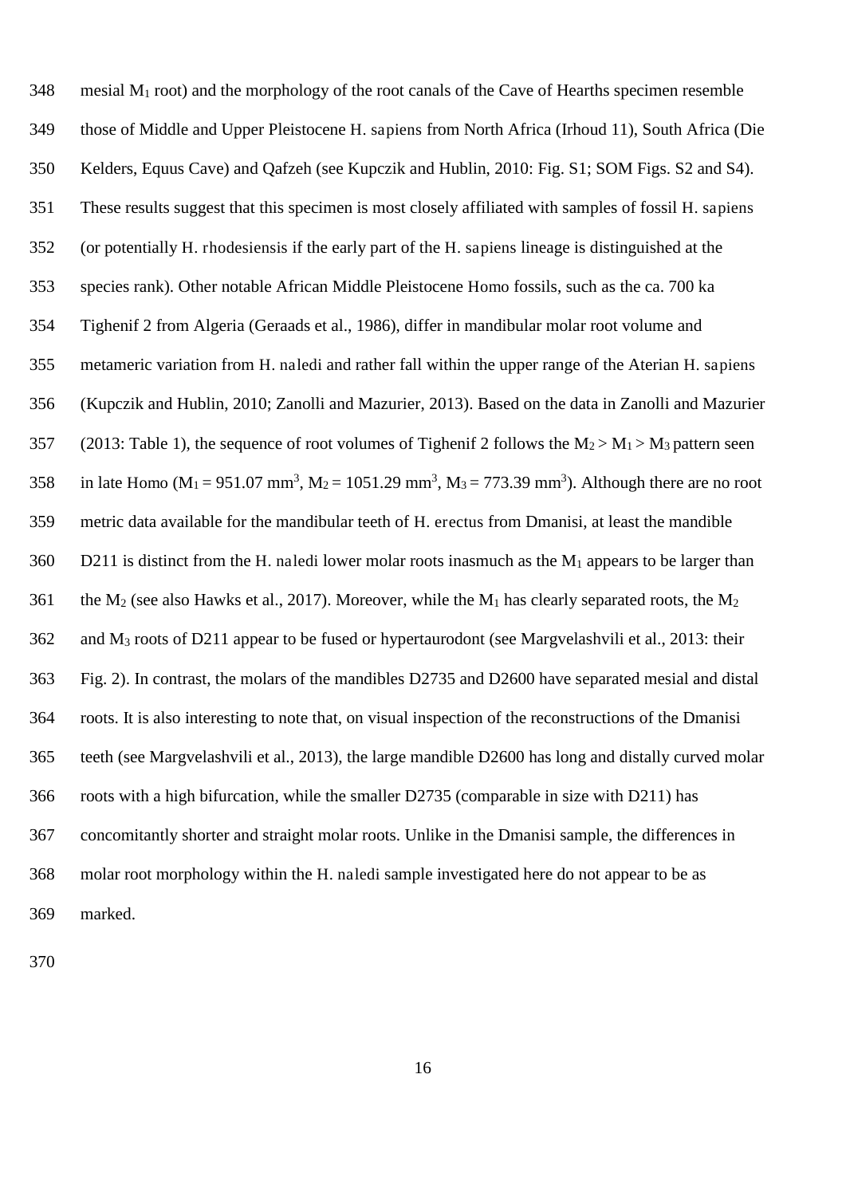mesial $M_1$ root) and the morphology of the root canals of the Cave of Hearths specimen resemble those of Middle and Upper Pleistocene *H. sapiens* from North Africa (Irhoud 11), South Africa (Die Kelders, Equus Cave) and Qafzeh (see Kupczik and Hublin, 2010: Fig. S1; SOM Figs. S2 and S4). These results suggest that this specimen is most closely affiliated with samples of fossil *H. sapiens* (or potentially *H. rhodesiensis* if the early part of the *H. sapiens* lineage is distinguished at the species rank). Other notable African Middle Pleistocene *Homo* fossils, such as the ca. 700 ka Tighenif 2 from Algeria (Geraads et al., 1986), differ in mandibular molar root volume and metameric variation from *H. naledi* and rather fall within the upper range of the Aterian *H. sapiens* (Kupczik and Hublin, 2010; Zanolli and Mazurier, 2013). Based on the data in Zanolli and Mazurier (2013: Table 1), the sequence of root volumes of Tighenif 2 follows the $M_2 > M_1 > M_3$ pattern seen in late *Homo* ($M_1 = 951.07$ mm$^3$, $M_2 = 1051.29$ mm$^3$, $M_3 = 773.39$ mm$^3$). Although there are no root metric data available for the mandibular teeth of *H. erectus* from Dmanisi, at least the mandible D211 is distinct from the *H. naledi* lower molar roots inasmuch as the $M_1$ appears to be larger than the $M_2$ (see also Hawks et al., 2017). Moreover, while the $M_1$ has clearly separated roots, the $M_2$ and $M_3$ roots of D211 appear to be fused or hypertaurodont (see Margvelashvili et al., 2013: their Fig. 2). In contrast, the molars of the mandibles D2735 and D2600 have separated mesial and distal roots. It is also interesting to note that, on visual inspection of the reconstructions of the Dmanisi teeth (see Margvelashvili et al., 2013), the large mandible D2600 has long and distally curved molar roots with a high bifurcation, while the smaller D2735 (comparable in size with D211) has concomitantly shorter and straight molar roots. Unlike in the Dmanisi sample, the differences in molar root morphology within the *H. naledi* sample investigated here do not appear to be as marked.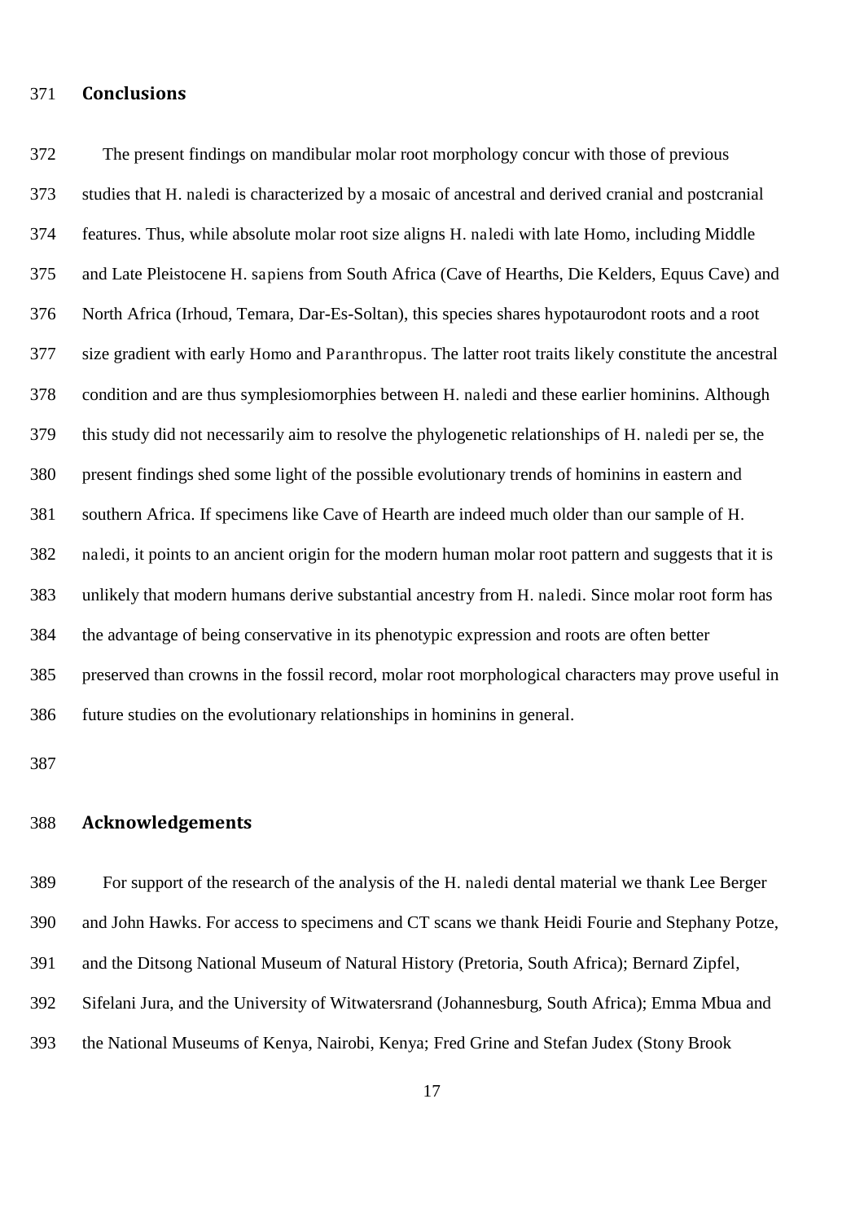## Conclusions

The present findings on mandibular molar root morphology concur with those of previous studies that *H. naledi* is characterized by a mosaic of ancestral and derived cranial and postcranial features. Thus, while absolute molar root size aligns *H. naledi* with late *Homo*, including Middle and Late Pleistocene *H. sapiens* from South Africa (Cave of Hearths, Die Kelders, Equus Cave) and North Africa (Irhoud, Temara, Dar-Es-Soltan), this species shares hypotaurodont roots and a root size gradient with early *Homo* and *Paranthropus*. The latter root traits likely constitute the ancestral condition and are thus symplesiomorphies between *H. naledi* and these earlier hominins. Although this study did not necessarily aim to resolve the phylogenetic relationships of *H. naledi* per se, the present findings shed some light of the possible evolutionary trends of hominins in eastern and southern Africa. If specimens like Cave of Hearth are indeed much older than our sample of *H. naledi*, it points to an ancient origin for the modern human molar root pattern and suggests that it is unlikely that modern humans derive substantial ancestry from *H. naledi*. Since molar root form has the advantage of being conservative in its phenotypic expression and roots are often better preserved than crowns in the fossil record, molar root morphological characters may prove useful in future studies on the evolutionary relationships in hominins in general.

## Acknowledgements

For support of the research of the analysis of the *H. naledi* dental material we thank Lee Berger and John Hawks. For access to specimens and CT scans we thank Heidi Fourie and Stephany Potze, and the Ditsong National Museum of Natural History (Pretoria, South Africa); Bernard Zipfel, Sifelani Jura, and the University of Witwatersrand (Johannesburg, South Africa); Emma Mbua and the National Museums of Kenya, Nairobi, Kenya; Fred Grine and Stefan Judex (Stony Brook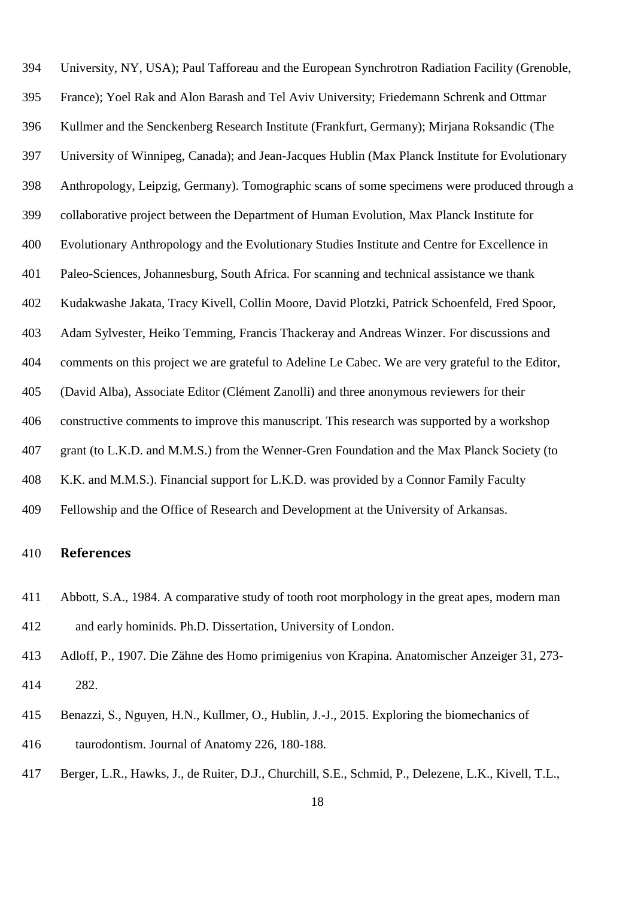University, NY, USA); Paul Tafforeau and the European Synchrotron Radiation Facility (Grenoble, France); Yoel Rak and Alon Barash and Tel Aviv University; Friedemann Schrenk and Ottmar Kullmer and the Senckenberg Research Institute (Frankfurt, Germany); Mirjana Roksandic (The University of Winnipeg, Canada); and Jean-Jacques Hublin (Max Planck Institute for Evolutionary Anthropology, Leipzig, Germany). Tomographic scans of some specimens were produced through a collaborative project between the Department of Human Evolution, Max Planck Institute for Evolutionary Anthropology and the Evolutionary Studies Institute and Centre for Excellence in Paleo-Sciences, Johannesburg, South Africa. For scanning and technical assistance we thank Kudakwashe Jakata, Tracy Kivell, Collin Moore, David Plotzki, Patrick Schoenfeld, Fred Spoor, Adam Sylvester, Heiko Temming, Francis Thackeray and Andreas Winzer. For discussions and comments on this project we are grateful to Adeline Le Cabec. We are very grateful to the Editor, (David Alba), Associate Editor (Clément Zanolli) and three anonymous reviewers for their constructive comments to improve this manuscript. This research was supported by a workshop grant (to L.K.D. and M.M.S.) from the Wenner-Gren Foundation and the Max Planck Society (to K.K. and M.M.S.). Financial support for L.K.D. was provided by a Connor Family Faculty Fellowship and the Office of Research and Development at the University of Arkansas.

## References

Abbott, S.A., 1984. A comparative study of tooth root morphology in the great apes, modern man and early hominids. Ph.D. Dissertation, University of London.

Adloff, P., 1907. Die Zähne des Homo primigenius von Krapina. Anatomischer Anzeiger 31, 273-282.

Benazzi, S., Nguyen, H.N., Kullmer, O., Hublin, J.-J., 2015. Exploring the biomechanics of taurodontism. Journal of Anatomy 226, 180-188.

Berger, L.R., Hawks, J., de Ruiter, D.J., Churchill, S.E., Schmid, P., Delezene, L.K., Kivell, T.L.,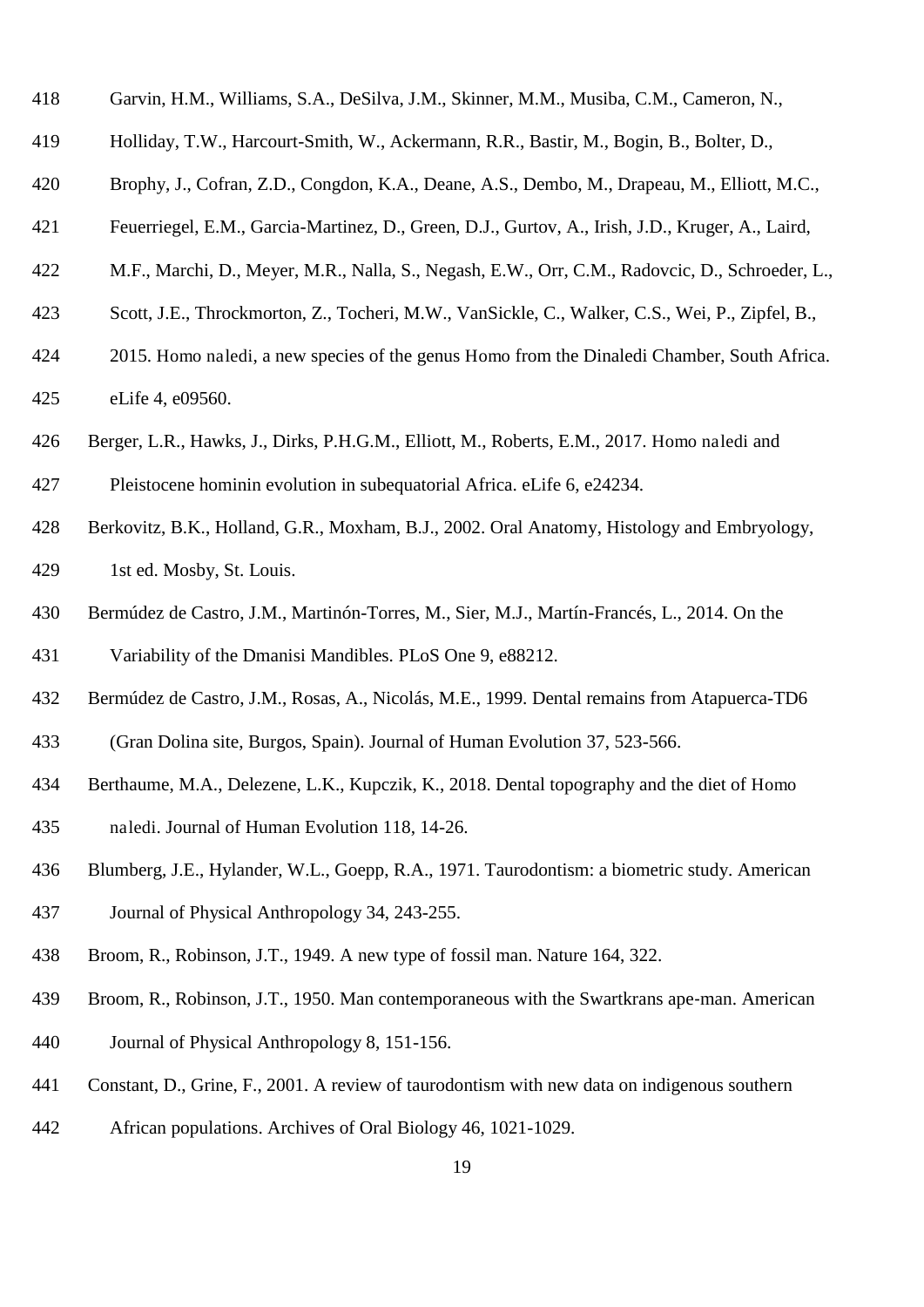Garvin, H.M., Williams, S.A., DeSilva, J.M., Skinner, M.M., Musiba, C.M., Cameron, N., Holliday, T.W., Harcourt-Smith, W., Ackermann, R.R., Bastir, M., Bogin, B., Bolter, D., Brophy, J., Cofran, Z.D., Congdon, K.A., Deane, A.S., Dembo, M., Drapeau, M., Elliott, M.C., Feuerriegel, E.M., Garcia-Martinez, D., Green, D.J., Gurtov, A., Irish, J.D., Kruger, A., Laird, M.F., Marchi, D., Meyer, M.R., Nalla, S., Negash, E.W., Orr, C.M., Radovcic, D., Schroeder, L., Scott, J.E., Throckmorton, Z., Tocheri, M.W., VanSickle, C., Walker, C.S., Wei, P., Zipfel, B., 2015. Homo naledi, a new species of the genus Homo from the Dinaledi Chamber, South Africa. eLife 4, e09560.

Berger, L.R., Hawks, J., Dirks, P.H.G.M., Elliott, M., Roberts, E.M., 2017. Homo naledi and Pleistocene hominin evolution in subequatorial Africa. eLife 6, e24234.

Berkovitz, B.K., Holland, G.R., Moxham, B.J., 2002. Oral Anatomy, Histology and Embryology, 1st ed. Mosby, St. Louis.

Bermúdez de Castro, J.M., Martinón-Torres, M., Sier, M.J., Martín-Francés, L., 2014. On the Variability of the Dmanisi Mandibles. PLoS One 9, e88212.

Bermúdez de Castro, J.M., Rosas, A., Nicolás, M.E., 1999. Dental remains from Atapuerca-TD6 (Gran Dolina site, Burgos, Spain). Journal of Human Evolution 37, 523-566.

Berthaume, M.A., Delezene, L.K., Kupczik, K., 2018. Dental topography and the diet of Homo naledi. Journal of Human Evolution 118, 14-26.

Blumberg, J.E., Hylander, W.L., Goepp, R.A., 1971. Taurodontism: a biometric study. American Journal of Physical Anthropology 34, 243-255.

Broom, R., Robinson, J.T., 1949. A new type of fossil man. Nature 164, 322.

Broom, R., Robinson, J.T., 1950. Man contemporaneous with the Swartkrans ape-man. American Journal of Physical Anthropology 8, 151-156.

Constant, D., Grine, F., 2001. A review of taurodontism with new data on indigenous southern African populations. Archives of Oral Biology 46, 1021-1029.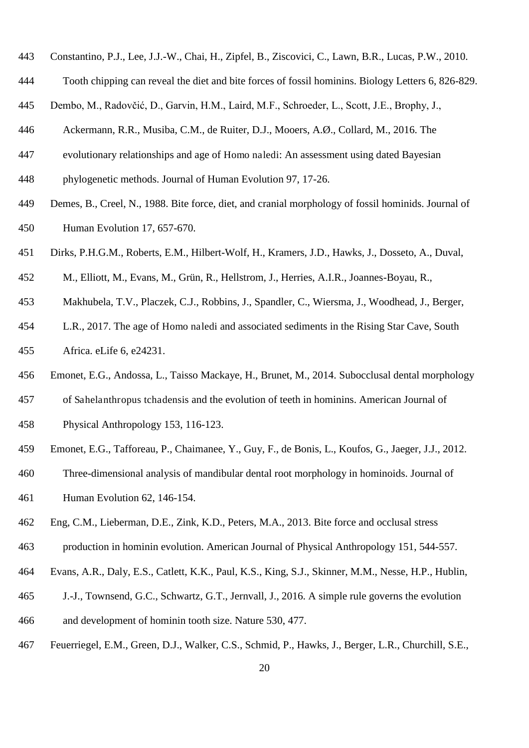Constantino, P.J., Lee, J.J.-W., Chai, H., Zipfel, B., Ziscovici, C., Lawn, B.R., Lucas, P.W., 2010. Tooth chipping can reveal the diet and bite forces of fossil hominins. Biology Letters 6, 826-829.

Dembo, M., Radovčić, D., Garvin, H.M., Laird, M.F., Schroeder, L., Scott, J.E., Brophy, J., Ackermann, R.R., Musiba, C.M., de Ruiter, D.J., Mooers, A.Ø., Collard, M., 2016. The evolutionary relationships and age of Homo naledi: An assessment using dated Bayesian phylogenetic methods. Journal of Human Evolution 97, 17-26.

Demes, B., Creel, N., 1988. Bite force, diet, and cranial morphology of fossil hominids. Journal of Human Evolution 17, 657-670.

Dirks, P.H.G.M., Roberts, E.M., Hilbert-Wolf, H., Kramers, J.D., Hawks, J., Dosseto, A., Duval, M., Elliott, M., Evans, M., Grün, R., Hellstrom, J., Herries, A.I.R., Joannes-Boyau, R., Makhubela, T.V., Placzek, C.J., Robbins, J., Spandler, C., Wiersma, J., Woodhead, J., Berger, L.R., 2017. The age of Homo naledi and associated sediments in the Rising Star Cave, South Africa. eLife 6, e24231.

Emonet, E.G., Andossa, L., Taisso Mackaye, H., Brunet, M., 2014. Subocclusal dental morphology of Sahelanthropus tchadensis and the evolution of teeth in hominins. American Journal of Physical Anthropology 153, 116-123.

Emonet, E.G., Tafforeau, P., Chaimanee, Y., Guy, F., de Bonis, L., Koufos, G., Jaeger, J.J., 2012. Three-dimensional analysis of mandibular dental root morphology in hominoids. Journal of Human Evolution 62, 146-154.

Eng, C.M., Lieberman, D.E., Zink, K.D., Peters, M.A., 2013. Bite force and occlusal stress production in hominin evolution. American Journal of Physical Anthropology 151, 544-557.

Evans, A.R., Daly, E.S., Catlett, K.K., Paul, K.S., King, S.J., Skinner, M.M., Nesse, H.P., Hublin, J.-J., Townsend, G.C., Schwartz, G.T., Jernvall, J., 2016. A simple rule governs the evolution and development of hominin tooth size. Nature 530, 477.

Feuerriegel, E.M., Green, D.J., Walker, C.S., Schmid, P., Hawks, J., Berger, L.R., Churchill, S.E.,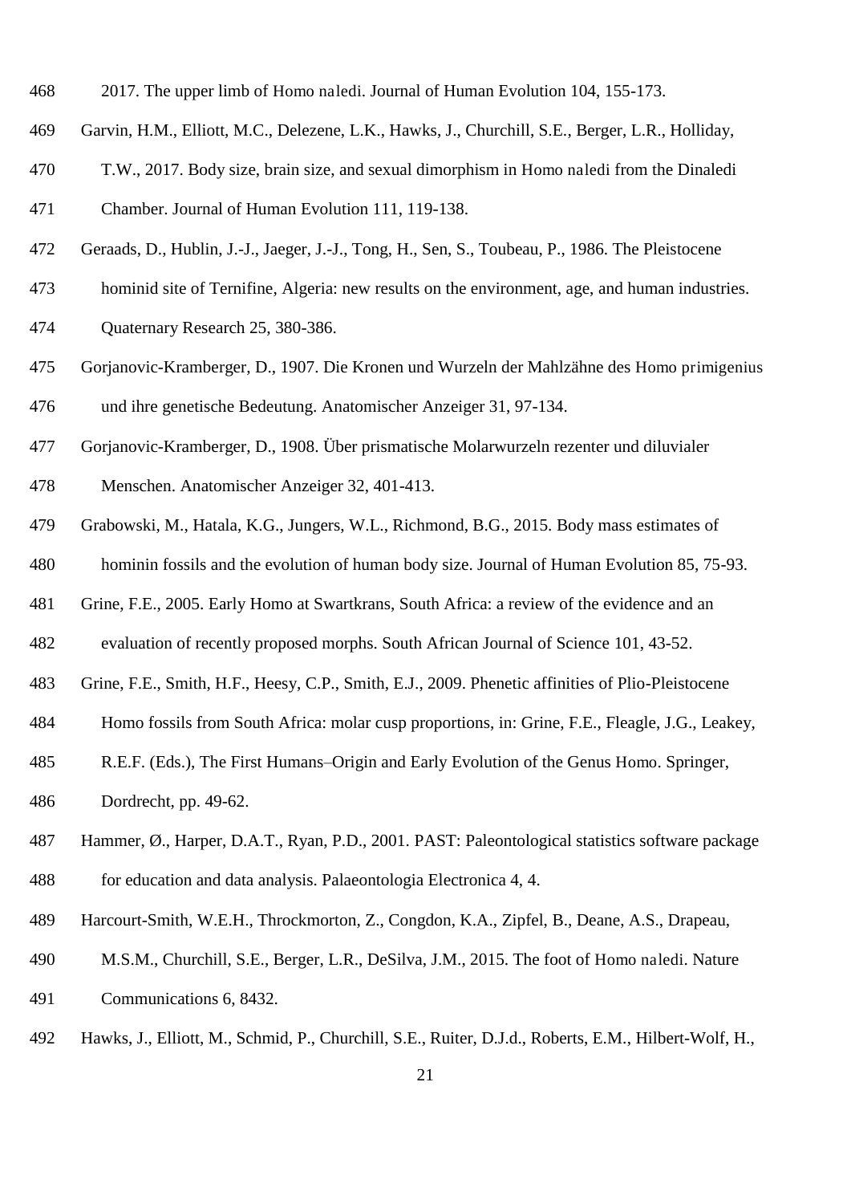2017. The upper limb of *Homo naledi*. Journal of Human Evolution 104, 155-173.

Garvin, H.M., Elliott, M.C., Delezene, L.K., Hawks, J., Churchill, S.E., Berger, L.R., Holliday, T.W., 2017. Body size, brain size, and sexual dimorphism in *Homo naledi* from the Dinaledi Chamber. Journal of Human Evolution 111, 119-138.

Geraads, D., Hublin, J.-J., Jaeger, J.-J., Tong, H., Sen, S., Toubeau, P., 1986. The Pleistocene hominid site of Ternifine, Algeria: new results on the environment, age, and human industries. Quaternary Research 25, 380-386.

Gorjanovic-Kramberger, D., 1907. Die Kronen und Wurzeln der Mahlzähne des *Homo primigenius* und ihre genetische Bedeutung. Anatomischer Anzeiger 31, 97-134.

Gorjanovic-Kramberger, D., 1908. Über prismatische Molarwurzeln rezenter und diluvialer Menschen. Anatomischer Anzeiger 32, 401-413.

Grabowski, M., Hatala, K.G., Jungers, W.L., Richmond, B.G., 2015. Body mass estimates of hominin fossils and the evolution of human body size. Journal of Human Evolution 85, 75-93.

Grine, F.E., 2005. Early Homo at Swartkrans, South Africa: a review of the evidence and an evaluation of recently proposed morphs. South African Journal of Science 101, 43-52.

Grine, F.E., Smith, H.F., Heesy, C.P., Smith, E.J., 2009. Phenetic affinities of Plio-Pleistocene Homo fossils from South Africa: molar cusp proportions, in: Grine, F.E., Fleagle, J.G., Leakey, R.E.F. (Eds.), The First Humans–Origin and Early Evolution of the Genus *Homo*. Springer, Dordrecht, pp. 49-62.

Hammer, Ø., Harper, D.A.T., Ryan, P.D., 2001. PAST: Paleontological statistics software package for education and data analysis. Palaeontologia Electronica 4, 4.

Harcourt-Smith, W.E.H., Throckmorton, Z., Congdon, K.A., Zipfel, B., Deane, A.S., Drapeau, M.S.M., Churchill, S.E., Berger, L.R., DeSilva, J.M., 2015. The foot of *Homo naledi*. Nature Communications 6, 8432.

Hawks, J., Elliott, M., Schmid, P., Churchill, S.E., Ruiter, D.J.d., Roberts, E.M., Hilbert-Wolf, H.,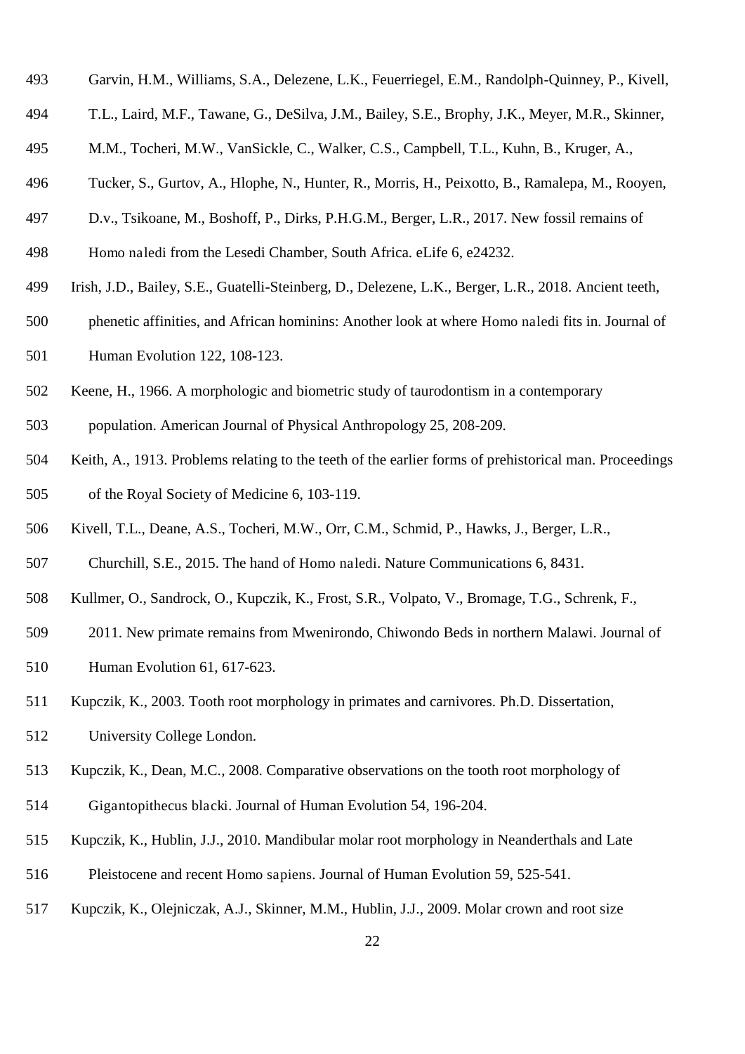Garvin, H.M., Williams, S.A., Delezene, L.K., Feuerriegel, E.M., Randolph-Quinney, P., Kivell, T.L., Laird, M.F., Tawane, G., DeSilva, J.M., Bailey, S.E., Brophy, J.K., Meyer, M.R., Skinner, M.M., Tocheri, M.W., VanSickle, C., Walker, C.S., Campbell, T.L., Kuhn, B., Kruger, A., Tucker, S., Gurtov, A., Hlophe, N., Hunter, R., Morris, H., Peixotto, B., Ramalepa, M., Rooyen, D.v., Tsikoane, M., Boshoff, P., Dirks, P.H.G.M., Berger, L.R., 2017. New fossil remains of *Homo naledi* from the Lesedi Chamber, South Africa. eLife 6, e24232.

Irish, J.D., Bailey, S.E., Guatelli-Steinberg, D., Delezene, L.K., Berger, L.R., 2018. Ancient teeth, phenetic affinities, and African hominins: Another look at where *Homo naledi* fits in. Journal of Human Evolution 122, 108-123.

Keene, H., 1966. A morphologic and biometric study of taurodontism in a contemporary population. American Journal of Physical Anthropology 25, 208-209.

Keith, A., 1913. Problems relating to the teeth of the earlier forms of prehistorical man. Proceedings of the Royal Society of Medicine 6, 103-119.

Kivell, T.L., Deane, A.S., Tocheri, M.W., Orr, C.M., Schmid, P., Hawks, J., Berger, L.R., Churchill, S.E., 2015. The hand of *Homo naledi*. Nature Communications 6, 8431.

Kullmer, O., Sandrock, O., Kupczik, K., Frost, S.R., Volpato, V., Bromage, T.G., Schrenk, F., 2011. New primate remains from Mwenirondo, Chiwondo Beds in northern Malawi. Journal of Human Evolution 61, 617-623.

Kupczik, K., 2003. Tooth root morphology in primates and carnivores. Ph.D. Dissertation, University College London.

Kupczik, K., Dean, M.C., 2008. Comparative observations on the tooth root morphology of *Gigantopithecus blacki*. Journal of Human Evolution 54, 196-204.

Kupczik, K., Hublin, J.J., 2010. Mandibular molar root morphology in Neanderthals and Late Pleistocene and recent *Homo sapiens*. Journal of Human Evolution 59, 525-541.

Kupczik, K., Olejniczak, A.J., Skinner, M.M., Hublin, J.J., 2009. Molar crown and root size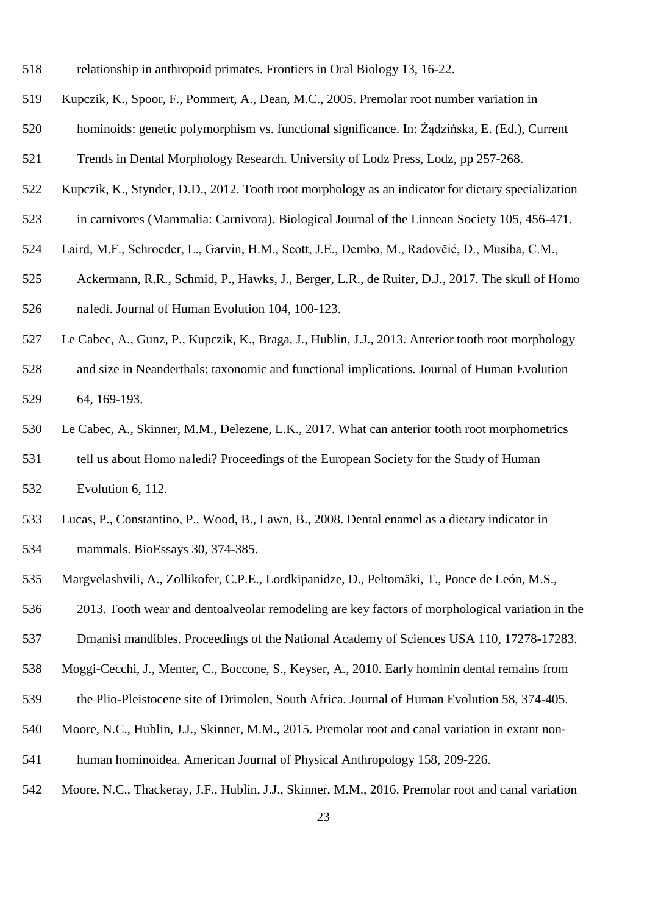relationship in anthropoid primates. Frontiers in Oral Biology 13, 16-22.

Kupczik, K., Spoor, F., Pommert, A., Dean, M.C., 2005. Premolar root number variation in hominoids: genetic polymorphism vs. functional significance. In: Żądzińska, E. (Ed.), Current Trends in Dental Morphology Research. University of Lodz Press, Lodz, pp 257-268.

Kupczik, K., Stynder, D.D., 2012. Tooth root morphology as an indicator for dietary specialization in carnivores (Mammalia: Carnivora). Biological Journal of the Linnean Society 105, 456-471.

Laird, M.F., Schroeder, L., Garvin, H.M., Scott, J.E., Dembo, M., Radovčić, D., Musiba, C.M., Ackermann, R.R., Schmid, P., Hawks, J., Berger, L.R., de Ruiter, D.J., 2017. The skull of Homo naledi. Journal of Human Evolution 104, 100-123.

Le Cabec, A., Gunz, P., Kupczik, K., Braga, J., Hublin, J.J., 2013. Anterior tooth root morphology and size in Neanderthals: taxonomic and functional implications. Journal of Human Evolution 64, 169-193.

Le Cabec, A., Skinner, M.M., Delezene, L.K., 2017. What can anterior tooth root morphometrics tell us about Homo naledi? Proceedings of the European Society for the Study of Human Evolution 6, 112.

Lucas, P., Constantino, P., Wood, B., Lawn, B., 2008. Dental enamel as a dietary indicator in mammals. BioEssays 30, 374-385.

Margvelashvili, A., Zollikofer, C.P.E., Lordkipanidze, D., Peltomäki, T., Ponce de León, M.S., 2013. Tooth wear and dentoalveolar remodeling are key factors of morphological variation in the Dmanisi mandibles. Proceedings of the National Academy of Sciences USA 110, 17278-17283.

Moggi-Cecchi, J., Menter, C., Boccone, S., Keyser, A., 2010. Early hominin dental remains from the Plio-Pleistocene site of Drimolen, South Africa. Journal of Human Evolution 58, 374-405.

Moore, N.C., Hublin, J.J., Skinner, M.M., 2015. Premolar root and canal variation in extant non-human hominoidea. American Journal of Physical Anthropology 158, 209-226.

Moore, N.C., Thackeray, J.F., Hublin, J.J., Skinner, M.M., 2016. Premolar root and canal variation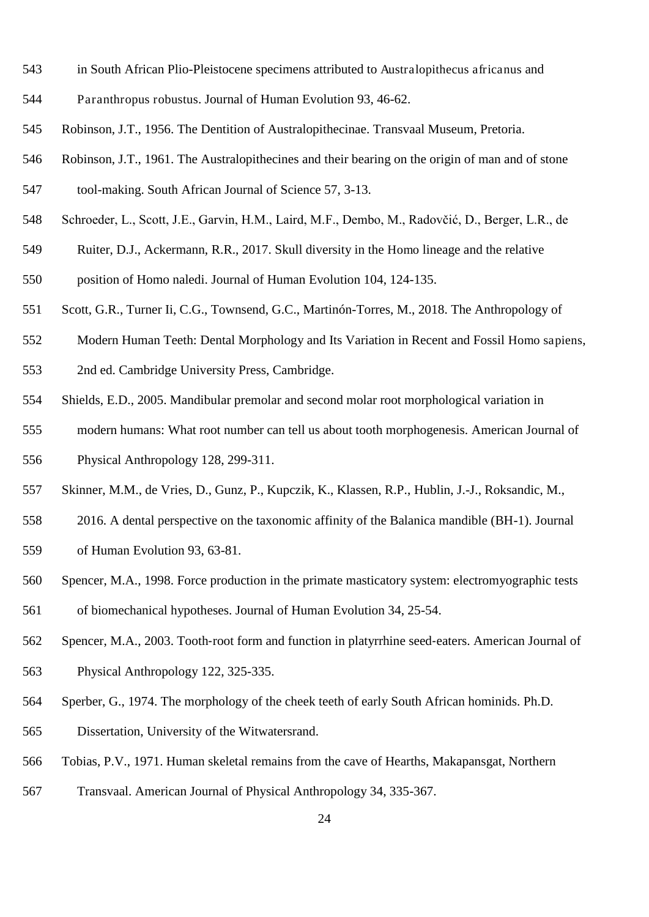in South African Plio-Pleistocene specimens attributed to Australopithecus africanus and Paranthropus robustus. Journal of Human Evolution 93, 46-62.

Robinson, J.T., 1956. The Dentition of Australopithecinae. Transvaal Museum, Pretoria.

Robinson, J.T., 1961. The Australopithecines and their bearing on the origin of man and of stone tool-making. South African Journal of Science 57, 3-13.

Schroeder, L., Scott, J.E., Garvin, H.M., Laird, M.F., Dembo, M., Radovčić, D., Berger, L.R., de Ruiter, D.J., Ackermann, R.R., 2017. Skull diversity in the Homo lineage and the relative position of Homo naledi. Journal of Human Evolution 104, 124-135.

Scott, G.R., Turner Ii, C.G., Townsend, G.C., Martinón-Torres, M., 2018. The Anthropology of Modern Human Teeth: Dental Morphology and Its Variation in Recent and Fossil Homo sapiens, 2nd ed. Cambridge University Press, Cambridge.

Shields, E.D., 2005. Mandibular premolar and second molar root morphological variation in modern humans: What root number can tell us about tooth morphogenesis. American Journal of Physical Anthropology 128, 299-311.

Skinner, M.M., de Vries, D., Gunz, P., Kupczik, K., Klassen, R.P., Hublin, J.-J., Roksandic, M., 2016. A dental perspective on the taxonomic affinity of the Balanica mandible (BH-1). Journal of Human Evolution 93, 63-81.

Spencer, M.A., 1998. Force production in the primate masticatory system: electromyographic tests of biomechanical hypotheses. Journal of Human Evolution 34, 25-54.

Spencer, M.A., 2003. Tooth-root form and function in platyrrhine seed-eaters. American Journal of Physical Anthropology 122, 325-335.

Sperber, G., 1974. The morphology of the cheek teeth of early South African hominids. Ph.D. Dissertation, University of the Witwatersrand.

Tobias, P.V., 1971. Human skeletal remains from the cave of Hearths, Makapansgat, Northern Transvaal. American Journal of Physical Anthropology 34, 335-367.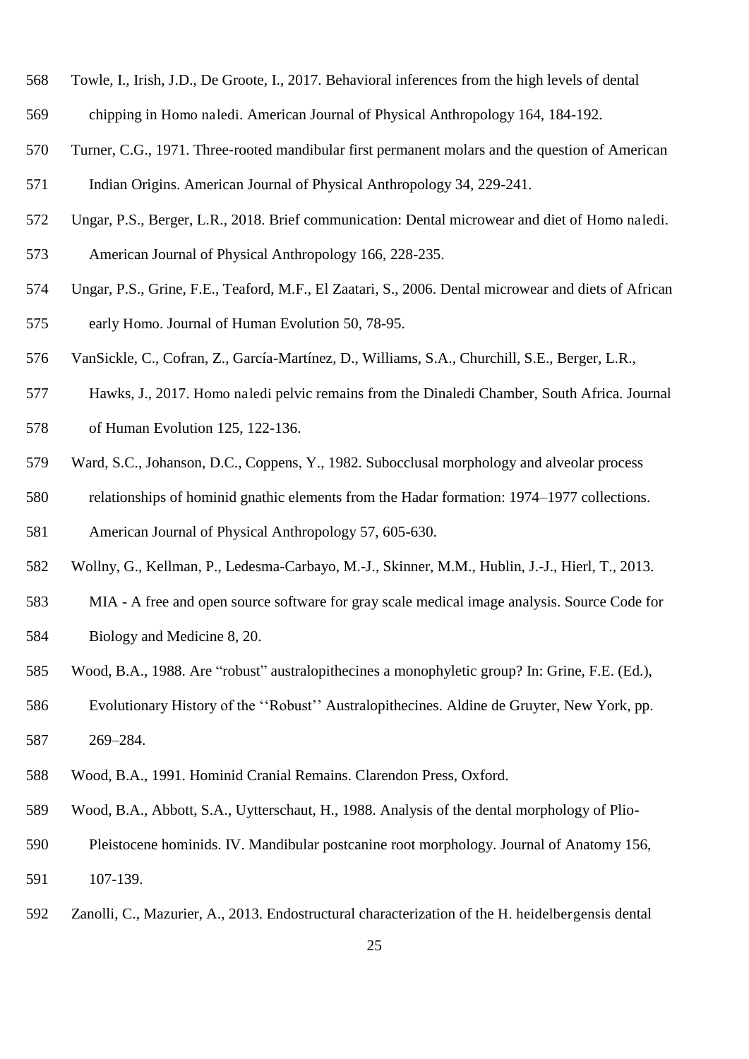Towle, I., Irish, J.D., De Groote, I., 2017. Behavioral inferences from the high levels of dental chipping in Homo naledi. American Journal of Physical Anthropology 164, 184-192.

Turner, C.G., 1971. Three-rooted mandibular first permanent molars and the question of American Indian Origins. American Journal of Physical Anthropology 34, 229-241.

Ungar, P.S., Berger, L.R., 2018. Brief communication: Dental microwear and diet of Homo naledi. American Journal of Physical Anthropology 166, 228-235.

Ungar, P.S., Grine, F.E., Teaford, M.F., El Zaatari, S., 2006. Dental microwear and diets of African early Homo. Journal of Human Evolution 50, 78-95.

VanSickle, C., Cofran, Z., García-Martínez, D., Williams, S.A., Churchill, S.E., Berger, L.R., Hawks, J., 2017. Homo naledi pelvic remains from the Dinaledi Chamber, South Africa. Journal of Human Evolution 125, 122-136.

Ward, S.C., Johanson, D.C., Coppens, Y., 1982. Subocclusal morphology and alveolar process relationships of hominid gnathic elements from the Hadar formation: 1974–1977 collections. American Journal of Physical Anthropology 57, 605-630.

Wollny, G., Kellman, P., Ledesma-Carbayo, M.-J., Skinner, M.M., Hublin, J.-J., Hierl, T., 2013. MIA - A free and open source software for gray scale medical image analysis. Source Code for Biology and Medicine 8, 20.

Wood, B.A., 1988. Are "robust" australopithecines a monophyletic group? In: Grine, F.E. (Ed.), Evolutionary History of the ''Robust'' Australopithecines. Aldine de Gruyter, New York, pp. 269–284.

Wood, B.A., 1991. Hominid Cranial Remains. Clarendon Press, Oxford.

Wood, B.A., Abbott, S.A., Uytterschaut, H., 1988. Analysis of the dental morphology of Plio-Pleistocene hominids. IV. Mandibular postcanine root morphology. Journal of Anatomy 156, 107-139.

Zanolli, C., Mazurier, A., 2013. Endostructural characterization of the H. heidelbergensis dental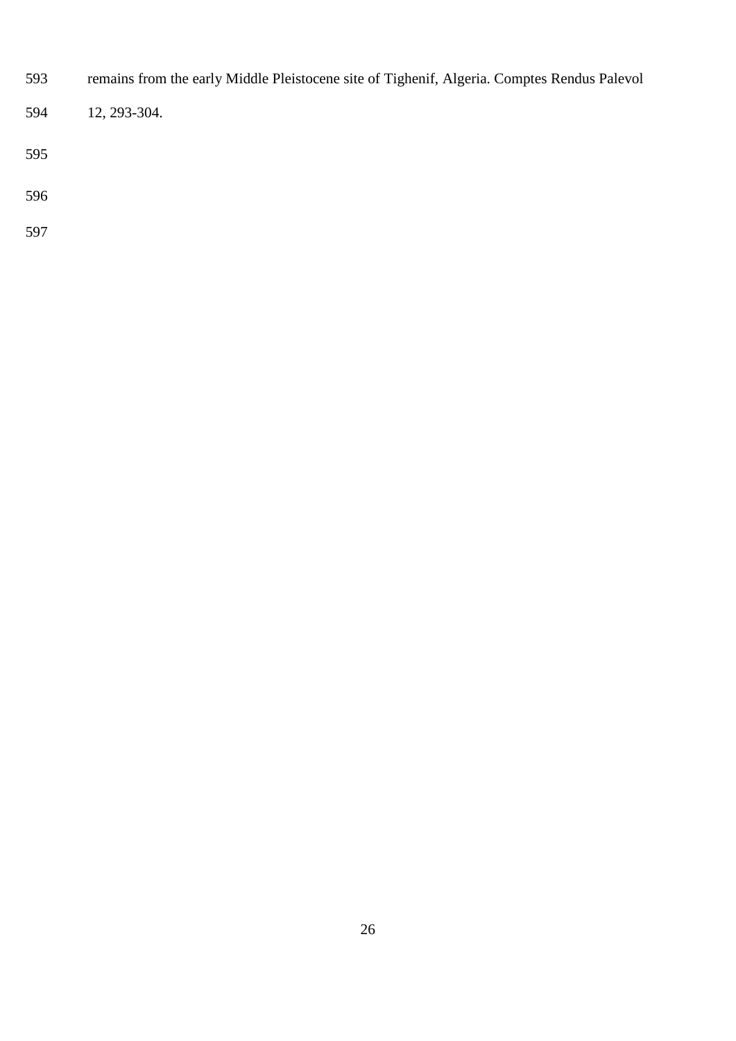remains from the early Middle Pleistocene site of Tighenif, Algeria. Comptes Rendus Palevol 12, 293-304.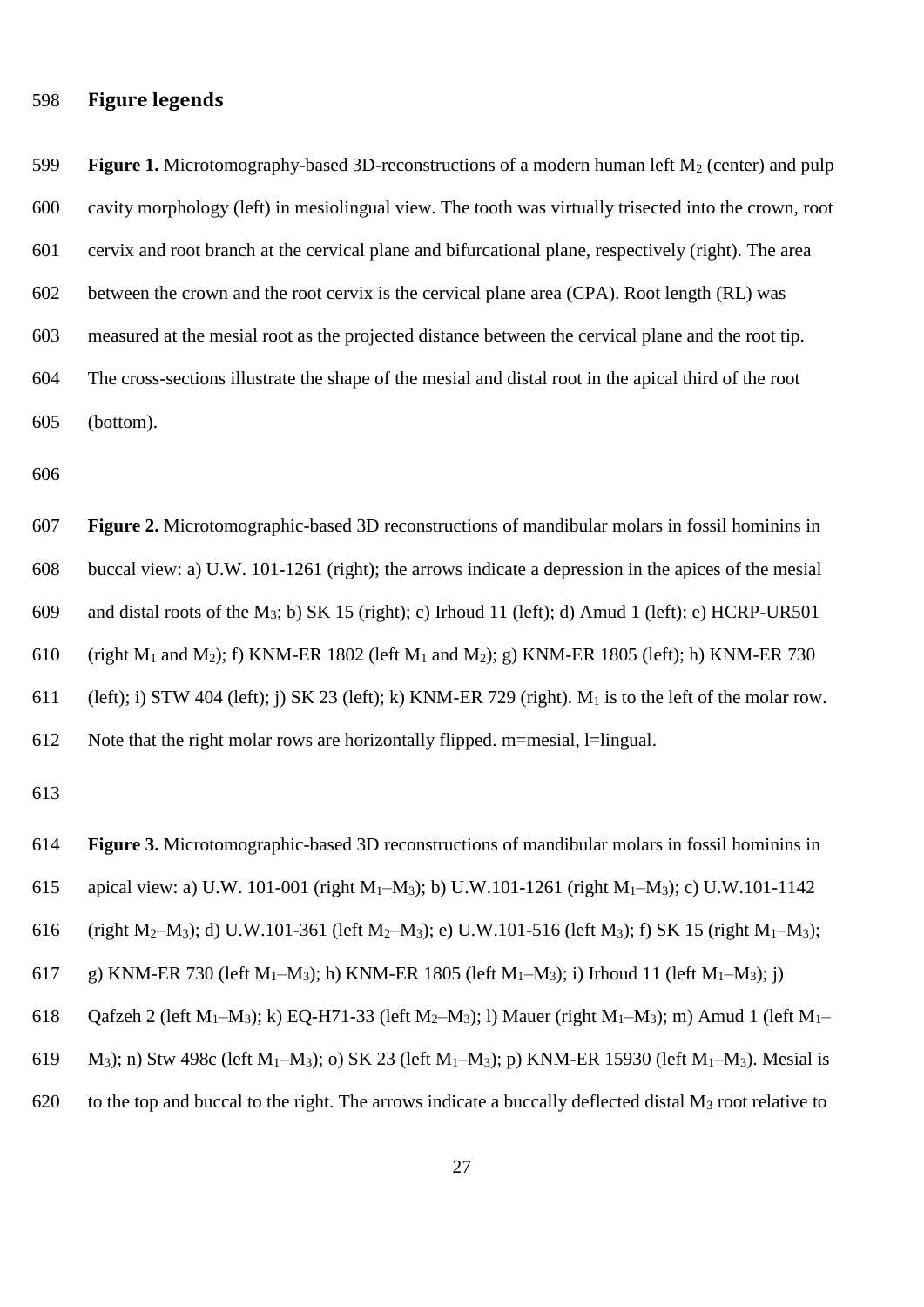## Figure legends

**Figure 1.** Microtomography-based 3D-reconstructions of a modern human left $M_2$ (center) and pulp cavity morphology (left) in mesiolingual view. The tooth was virtually trisected into the crown, root cervix and root branch at the cervical plane and bifurcational plane, respectively (right). The area between the crown and the root cervix is the cervical plane area (CPA). Root length (RL) was measured at the mesial root as the projected distance between the cervical plane and the root tip. The cross-sections illustrate the shape of the mesial and distal root in the apical third of the root (bottom).

**Figure 2.** Microtomographic-based 3D reconstructions of mandibular molars in fossil hominins in buccal view: a) U.W. 101-1261 (right); the arrows indicate a depression in the apices of the mesial and distal roots of the $M_3$; b) SK 15 (right); c) Irhoud 11 (left); d) Amud 1 (left); e) HCRP-UR501 (right $M_1$ and $M_2$); f) KNM-ER 1802 (left $M_1$ and $M_2$); g) KNM-ER 1805 (left); h) KNM-ER 730 (left); i) STW 404 (left); j) SK 23 (left); k) KNM-ER 729 (right). $M_1$ is to the left of the molar row. Note that the right molar rows are horizontally flipped. m=mesial, l=lingual.

**Figure 3.** Microtomographic-based 3D reconstructions of mandibular molars in fossil hominins in apical view: a) U.W. 101-001 (right $M_1$–$M_3$); b) U.W.101-1261 (right $M_1$–$M_3$); c) U.W.101-1142 (right $M_2$–$M_3$); d) U.W.101-361 (left $M_2$–$M_3$); e) U.W.101-516 (left $M_3$); f) SK 15 (right $M_1$–$M_3$); g) KNM-ER 730 (left $M_1$–$M_3$); h) KNM-ER 1805 (left $M_1$–$M_3$); i) Irhoud 11 (left $M_1$–$M_3$); j) Qafzeh 2 (left $M_1$–$M_3$); k) EQ-H71-33 (left $M_2$–$M_3$); l) Mauer (right $M_1$–$M_3$); m) Amud 1 (left $M_1$–$M_3$); n) Stw 498c (left $M_1$–$M_3$); o) SK 23 (left $M_1$–$M_3$); p) KNM-ER 15930 (left $M_1$–$M_3$). Mesial is to the top and buccal to the right. The arrows indicate a buccally deflected distal $M_3$ root relative to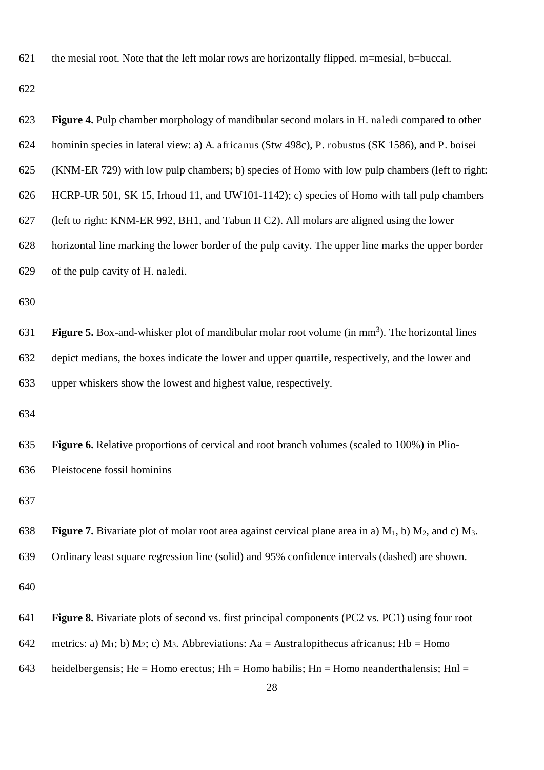the mesial root. Note that the left molar rows are horizontally flipped. m=mesial, b=buccal.

**Figure 4.** Pulp chamber morphology of mandibular second molars in *H. naledi* compared to other hominin species in lateral view: a) *A. africanus* (Stw 498c), *P. robustus* (SK 1586), and *P. boisei* (KNM-ER 729) with low pulp chambers; b) species of *Homo* with low pulp chambers (left to right: HCRP-UR 501, SK 15, Irhoud 11, and UW101-1142); c) species of *Homo* with tall pulp chambers (left to right: KNM-ER 992, BH1, and Tabun II C2). All molars are aligned using the lower horizontal line marking the lower border of the pulp cavity. The upper line marks the upper border of the pulp cavity of *H. naledi*.

**Figure 5.** Box-and-whisker plot of mandibular molar root volume (in $mm^3$). The horizontal lines depict medians, the boxes indicate the lower and upper quartile, respectively, and the lower and upper whiskers show the lowest and highest value, respectively.

**Figure 6.** Relative proportions of cervical and root branch volumes (scaled to 100%) in Plio-Pleistocene fossil hominins

**Figure 7.** Bivariate plot of molar root area against cervical plane area in a) $M_1$, b) $M_2$, and c) $M_3$. Ordinary least square regression line (solid) and 95% confidence intervals (dashed) are shown.

**Figure 8.** Bivariate plots of second vs. first principal components (PC2 vs. PC1) using four root metrics: a) $M_1$; b) $M_2$; c) $M_3$. Abbreviations: Aa = *Australopithecus africanus*; Hb = *Homo heidelbergensis*; He = *Homo erectus*; Hh = *Homo habilis*; Hn = *Homo neanderthalensis*; Hnl =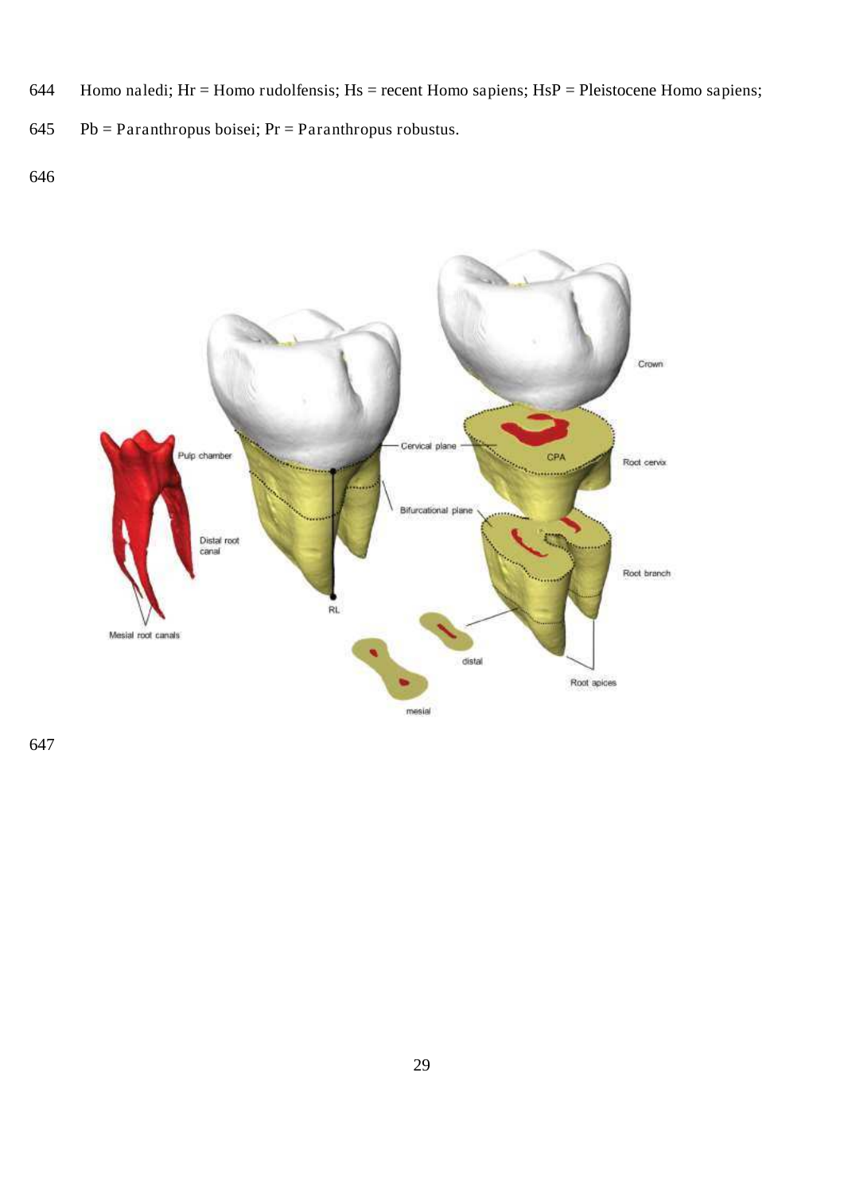Homo naledi; Hr = Homo rudolfensis; Hs = recent Homo sapiens; HsP = Pleistocene Homo sapiens; Pb = Paranthropus boisei; Pr = Paranthropus robustus.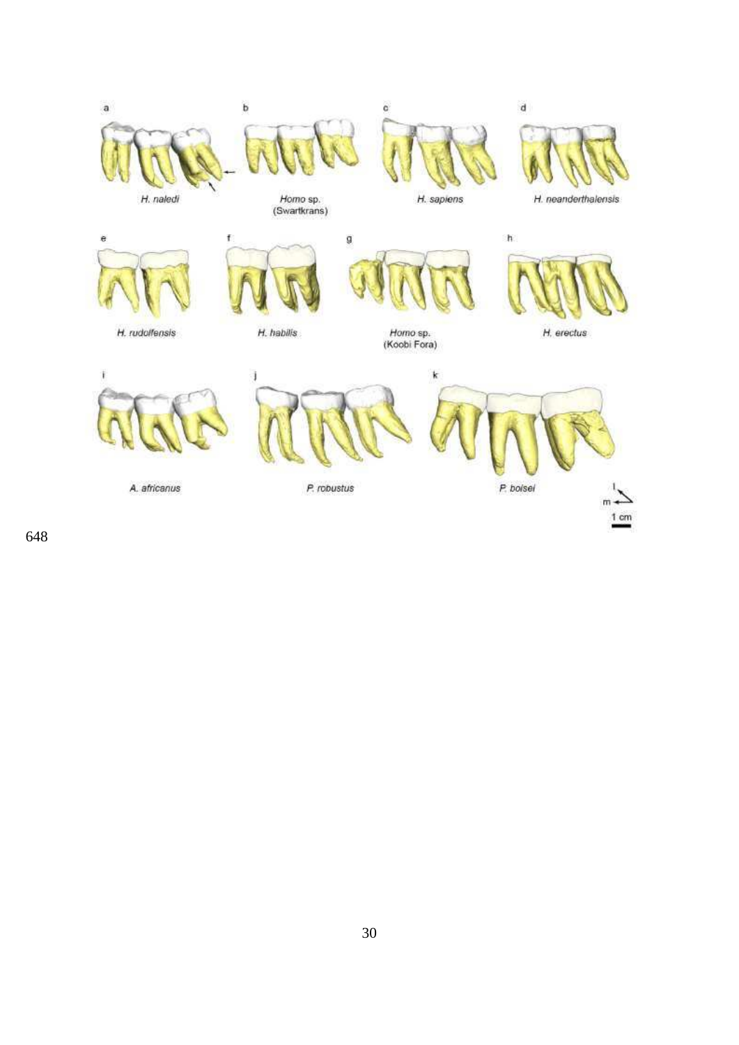a

H. naledi

b

Homo sp.
(Swartkrans)

c

H. sapiens

d

H. neanderthalensis

e

H. rudolfensis

f

H. habilis

g

Homo sp.
(Koobi Fora)

h

H. erectus

i

A. africanus

j

P. robustus

k

P. boisei

l

m

1 cm

648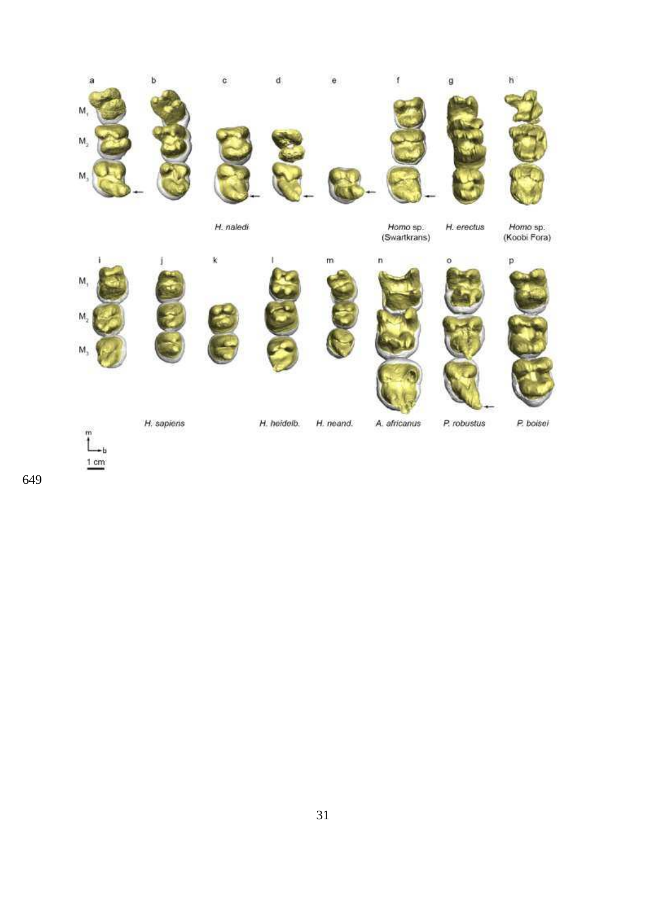a b c d e f g h

M1

M2

M3

H. naledi

Homo sp. (Swartkrans)

H. erectus

Homo sp. (Koobi Fora)

i j k l m n o p

M1

M2

M3

H. sapiens

H. heidelb.

H. neand.

A. africanus

P. robustus

P. boisei

m

b

1 cm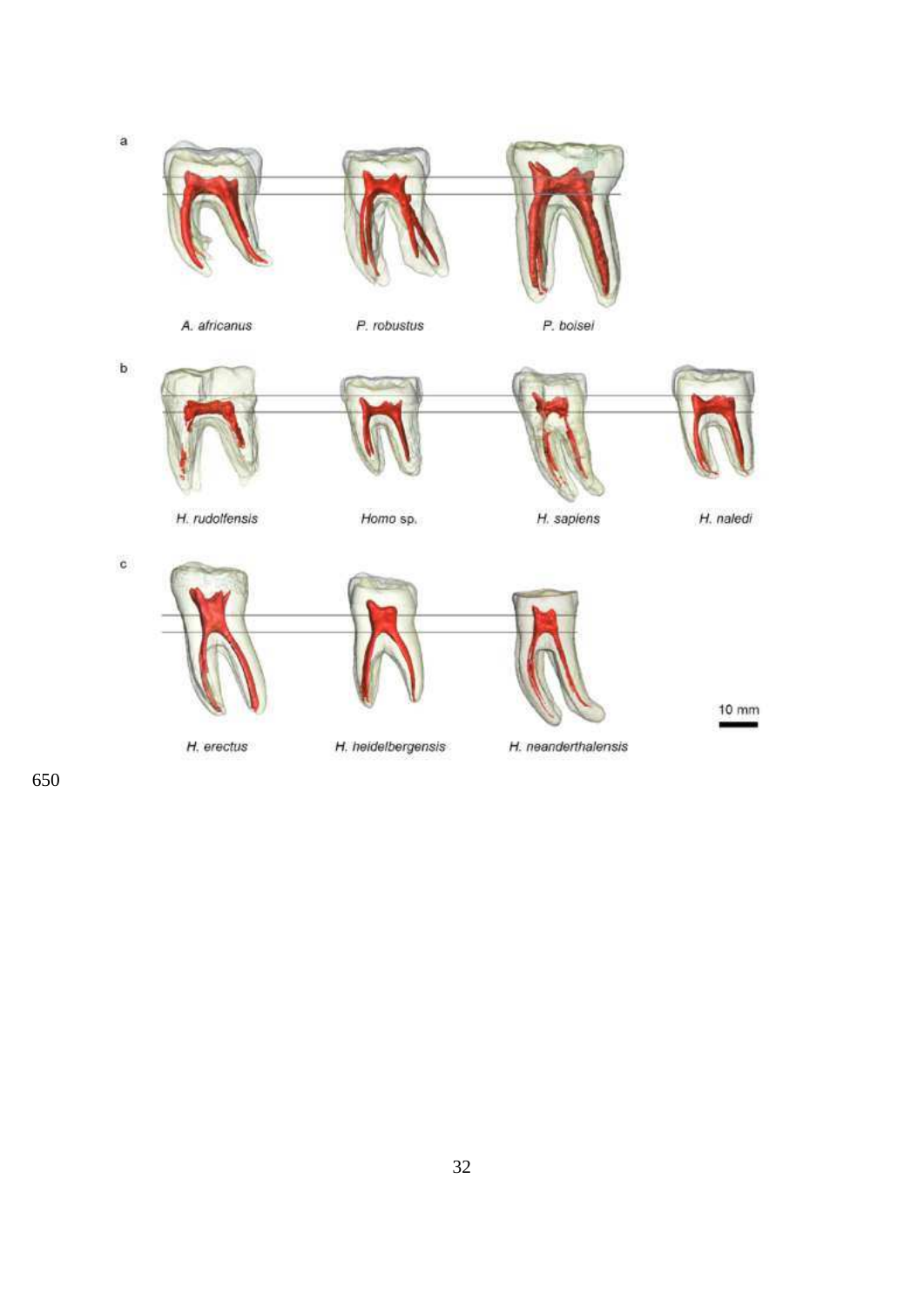a

A. africanus

P. robustus

P. boisei

b

H. rudolfensis

Homo sp.

H. sapiens

H. naledi

c

H. erectus

H. heidelbergensis

H. neanderthalensis

10 mm

650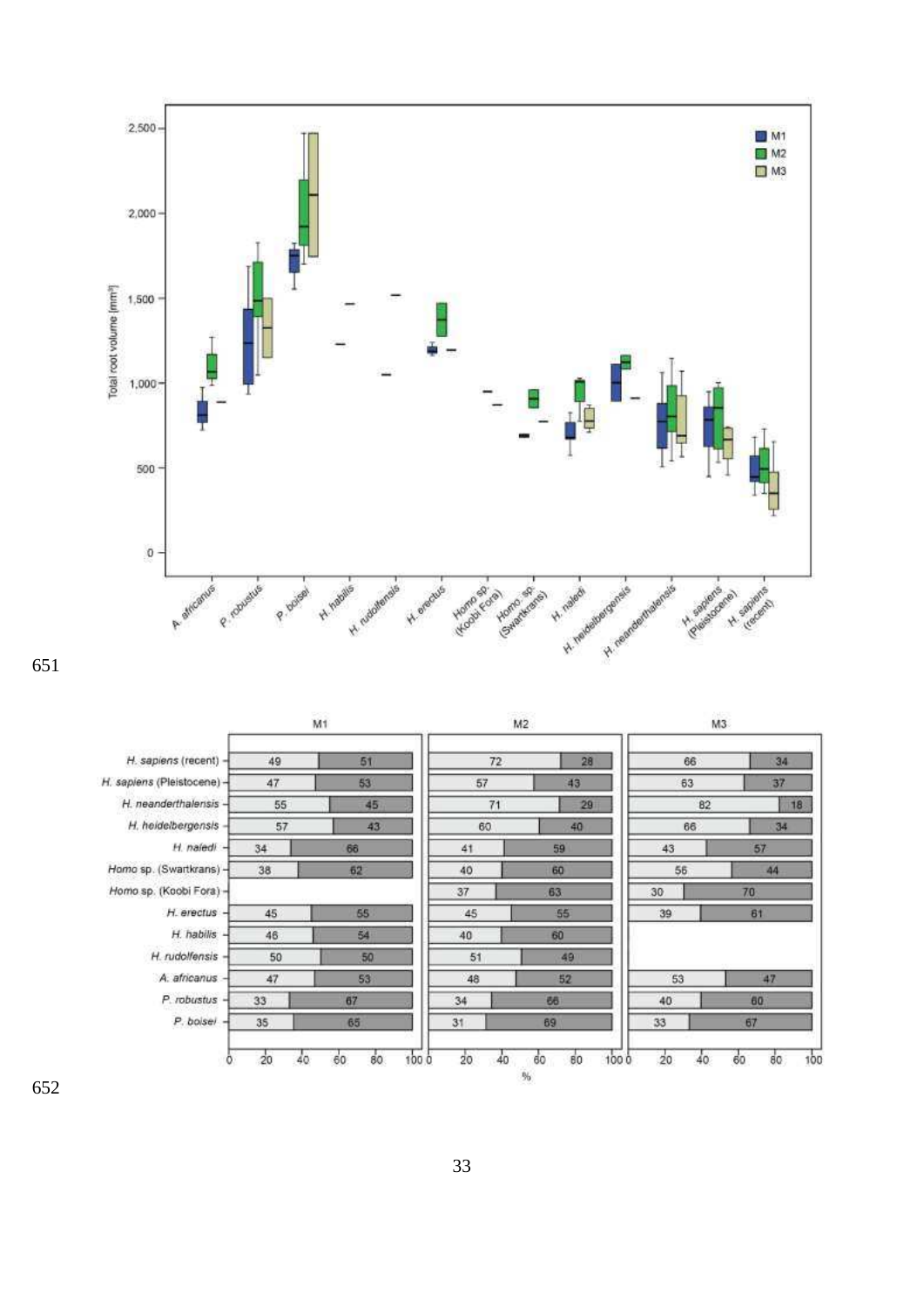Total root volume [mm³]

0
500
1,000
1,500
2,000
2,500

M1
M2
M3

A. africanus
P. robustus
P. boisei
H. habilis
H. rudolfensis
H. erectus
Homo sp. (Koobi Fora)
Homo sp. (Swartkrans)
H. naledi
H. heidelbergensis
H. neanderthalensis
H. sapiens (Pleistocene)
H. sapiens (recent)

651

M1
M2
M3

H. sapiens (recent)
H. sapiens (Pleistocene)
H. neanderthalensis
H. heidelbergensis
H. naledi
Homo sp. (Swartkrans)
Homo sp. (Koobi Fora)
H. erectus
H. habilis
H. rudolfensis
A. africanus
P. robustus
P. boisei

M1: 49 51; 47 53; 55 45; 57 43; 34 66; 38 62; 45 55; 46 54; 50 50; 47 53; 33 67; 35 65

M2: 72 28; 57 43; 71 29; 60 40; 41 59; 40 60; 37 63; 45 55; 40 60; 51 49; 48 52; 34 66; 31 69

M3: 66 34; 63 37; 82 18; 66 34; 43 57; 56 44; 30 70; 39 61; 53 47; 40 60; 33 67

0 20 40 60 80 100

%

652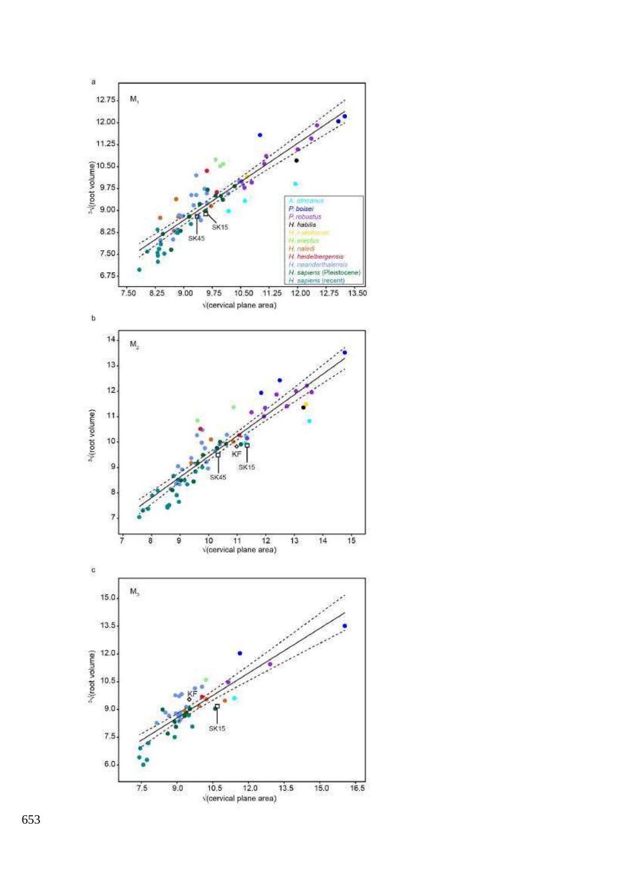a

M$_1$

12.75
12.00
11.25
10.50
9.75
9.00
8.25
7.50
6.75

$^3\sqrt{}$(root volume)

7.50 8.25 9.00 9.75 10.50 11.25 12.00 12.75 13.50

$\sqrt{}$(cervical plane area)

SK45
SK15

*A. africanus*
*P. boisei*
*P. robustus*
*H. habilis*
*H. rudolfensis*
*H. erectus*
*H. naledi*
*H. heidelbergensis*
*H. neanderthalensis*
*H. sapiens* (Pleistocene)
*H. sapiens* (recent)

b

M$_2$

14
13
12
11
10
9
8
7

$^3\sqrt{}$(root volume)

7 8 9 10 11 12 13 14 15

$\sqrt{}$(cervical plane area)

KF
SK45
SK15

c

M$_3$

15.0
13.5
12.0
10.5
9.0
7.5
6.0

$^3\sqrt{}$(root volume)

7.5 9.0 10.5 12.0 13.5 15.0 16.5

$\sqrt{}$(cervical plane area)

KF
SK15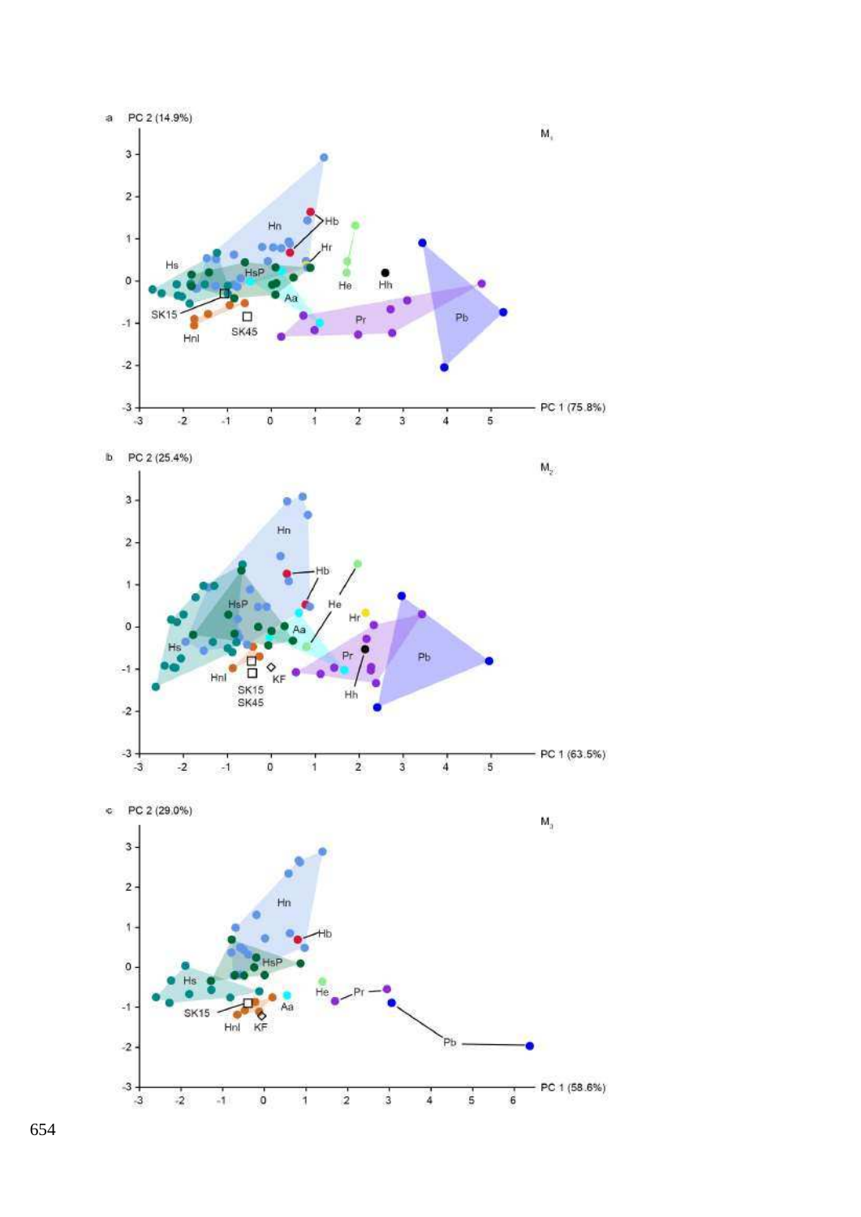a PC 2 (14.9%)

M1

3
2
1
0
-1
-2
-3

Hn
Hb
Hr
Hs
HsP
He
Hh
Aa
SK15
SK45
Hnl
Pr
Pb

-3 -2 -1 0 1 2 3 4 5

PC 1 (75.8%)

b PC 2 (25.4%)

M2

3
2
1
0
-1
-2
-3

Hn
Hb
He
HsP
Hr
Aa
Hs
Pr
Pb
Hnl
KF
Hh
SK15
SK45

-3 -2 -1 0 1 2 3 4 5

PC 1 (63.5%)

c PC 2 (29.0%)

M3

3
2
1
0
-1
-2
-3

Hn
Hb
HsP
Hs
He
Pr
SK15
Aa
Hnl
KF
Pb

-3 -2 -1 0 1 2 3 4 5 6

PC 1 (58.6%)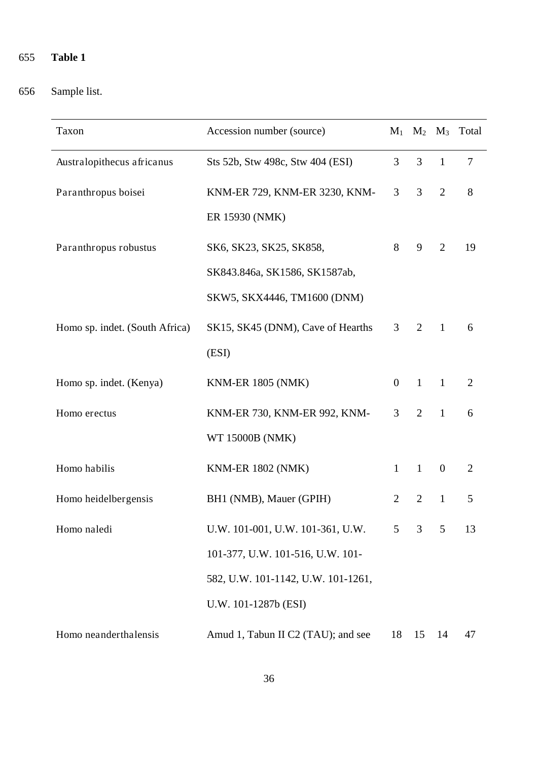**Table 1**

Sample list.

| Taxon | Accession number (source) | $M_1$ | $M_2$ | $M_3$ | Total |
|---|---|---|---|---|---|
| Australopithecus africanus | Sts 52b, Stw 498c, Stw 404 (ESI) | 3 | 3 | 1 | 7 |
| Paranthropus boisei | KNM-ER 729, KNM-ER 3230, KNM-ER 15930 (NMK) | 3 | 3 | 2 | 8 |
| Paranthropus robustus | SK6, SK23, SK25, SK858, SK843.846a, SK1586, SK1587ab, SKW5, SKX4446, TM1600 (DNM) | 8 | 9 | 2 | 19 |
| Homo sp. indet. (South Africa) | SK15, SK45 (DNM), Cave of Hearths (ESI) | 3 | 2 | 1 | 6 |
| Homo sp. indet. (Kenya) | KNM-ER 1805 (NMK) | 0 | 1 | 1 | 2 |
| Homo erectus | KNM-ER 730, KNM-ER 992, KNM-WT 15000B (NMK) | 3 | 2 | 1 | 6 |
| Homo habilis | KNM-ER 1802 (NMK) | 1 | 1 | 0 | 2 |
| Homo heidelbergensis | BH1 (NMB), Mauer (GPIH) | 2 | 2 | 1 | 5 |
| Homo naledi | U.W. 101-001, U.W. 101-361, U.W. 101-377, U.W. 101-516, U.W. 101-582, U.W. 101-1142, U.W. 101-1261, U.W. 101-1287b (ESI) | 5 | 3 | 5 | 13 |
| Homo neanderthalensis | Amud 1, Tabun II C2 (TAU); and see | 18 | 15 | 14 | 47 |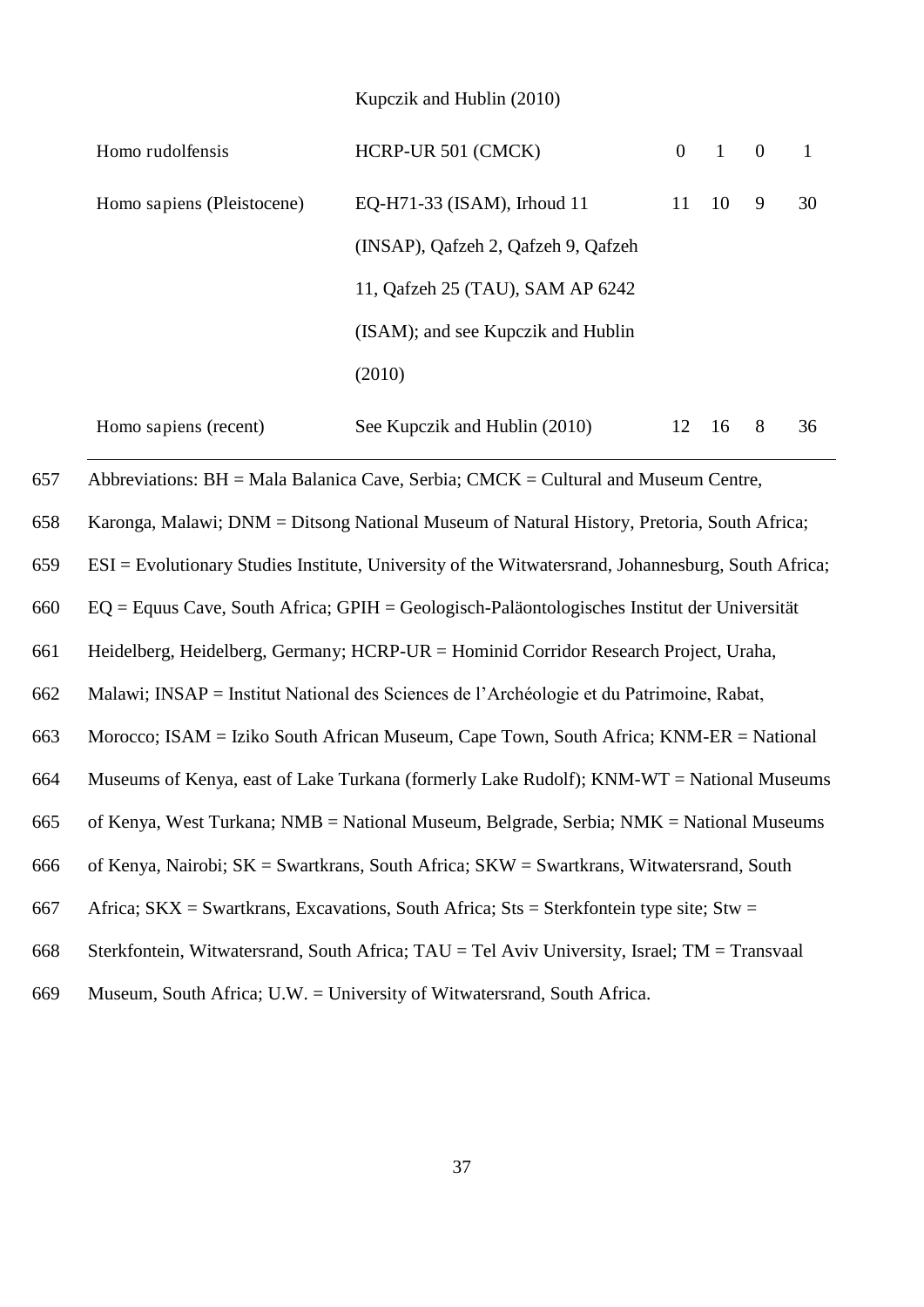| | | | | | |
|---|---|---|---|---|---|
| | Kupczik and Hublin (2010) | | | | |
| Homo rudolfensis | HCRP-UR 501 (CMCK) | 0 | 1 | 0 | 1 |
| Homo sapiens (Pleistocene) | EQ-H71-33 (ISAM), Irhoud 11 (INSAP), Qafzeh 2, Qafzeh 9, Qafzeh 11, Qafzeh 25 (TAU), SAM AP 6242 (ISAM); and see Kupczik and Hublin (2010) | 11 | 10 | 9 | 30 |
| Homo sapiens (recent) | See Kupczik and Hublin (2010) | 12 | 16 | 8 | 36 |

657 Abbreviations: BH = Mala Balanica Cave, Serbia; CMCK = Cultural and Museum Centre,
658 Karonga, Malawi; DNM = Ditsong National Museum of Natural History, Pretoria, South Africa;
659 ESI = Evolutionary Studies Institute, University of the Witwatersrand, Johannesburg, South Africa;
660 EQ = Equus Cave, South Africa; GPIH = Geologisch-Paläontologisches Institut der Universität
661 Heidelberg, Heidelberg, Germany; HCRP-UR = Hominid Corridor Research Project, Uraha,
662 Malawi; INSAP = Institut National des Sciences de l'Archéologie et du Patrimoine, Rabat,
663 Morocco; ISAM = Iziko South African Museum, Cape Town, South Africa; KNM-ER = National
664 Museums of Kenya, east of Lake Turkana (formerly Lake Rudolf); KNM-WT = National Museums
665 of Kenya, West Turkana; NMB = National Museum, Belgrade, Serbia; NMK = National Museums
666 of Kenya, Nairobi; SK = Swartkrans, South Africa; SKW = Swartkrans, Witwatersrand, South
667 Africa; SKX = Swartkrans, Excavations, South Africa; Sts = Sterkfontein type site; Stw =
668 Sterkfontein, Witwatersrand, South Africa; TAU = Tel Aviv University, Israel; TM = Transvaal
669 Museum, South Africa; U.W. = University of Witwatersrand, South Africa.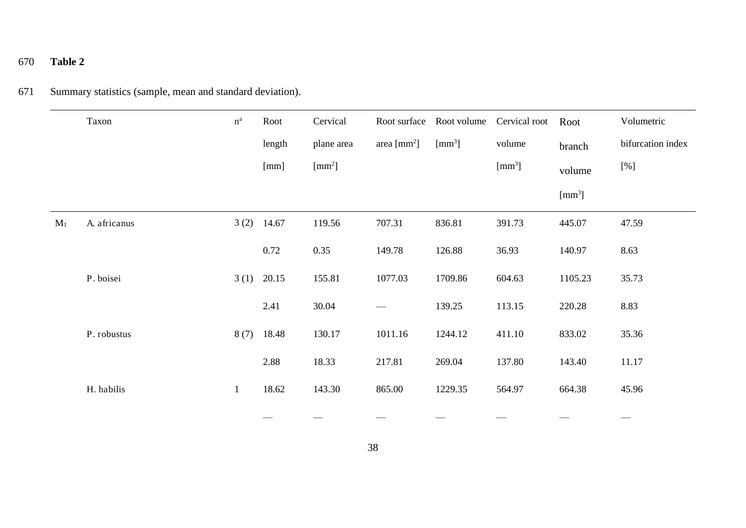**Table 2**

Summary statistics (sample, mean and standard deviation).

| | Taxon | n[a] | Root length [mm] | Cervical plane area [mm²] | Root surface area [mm²] | Root volume [mm³] | Cervical root volume [mm³] | Root branch volume [mm³] | Volumetric bifurcation index [%] |
|---|---|---|---|---|---|---|---|---|---|
| $M_1$ | A. africanus | 3 (2) | 14.67 | 119.56 | 707.31 | 836.81 | 391.73 | 445.07 | 47.59 |
| | | | 0.72 | 0.35 | 149.78 | 126.88 | 36.93 | 140.97 | 8.63 |
| | P. boisei | 3 (1) | 20.15 | 155.81 | 1077.03 | 1709.86 | 604.63 | 1105.23 | 35.73 |
| | | | 2.41 | 30.04 | — | 139.25 | 113.15 | 220.28 | 8.83 |
| | P. robustus | 8 (7) | 18.48 | 130.17 | 1011.16 | 1244.12 | 411.10 | 833.02 | 35.36 |
| | | | 2.88 | 18.33 | 217.81 | 269.04 | 137.80 | 143.40 | 11.17 |
| | H. habilis | 1 | 18.62 | 143.30 | 865.00 | 1229.35 | 564.97 | 664.38 | 45.96 |
| | | | — | — | — | — | — | — | — |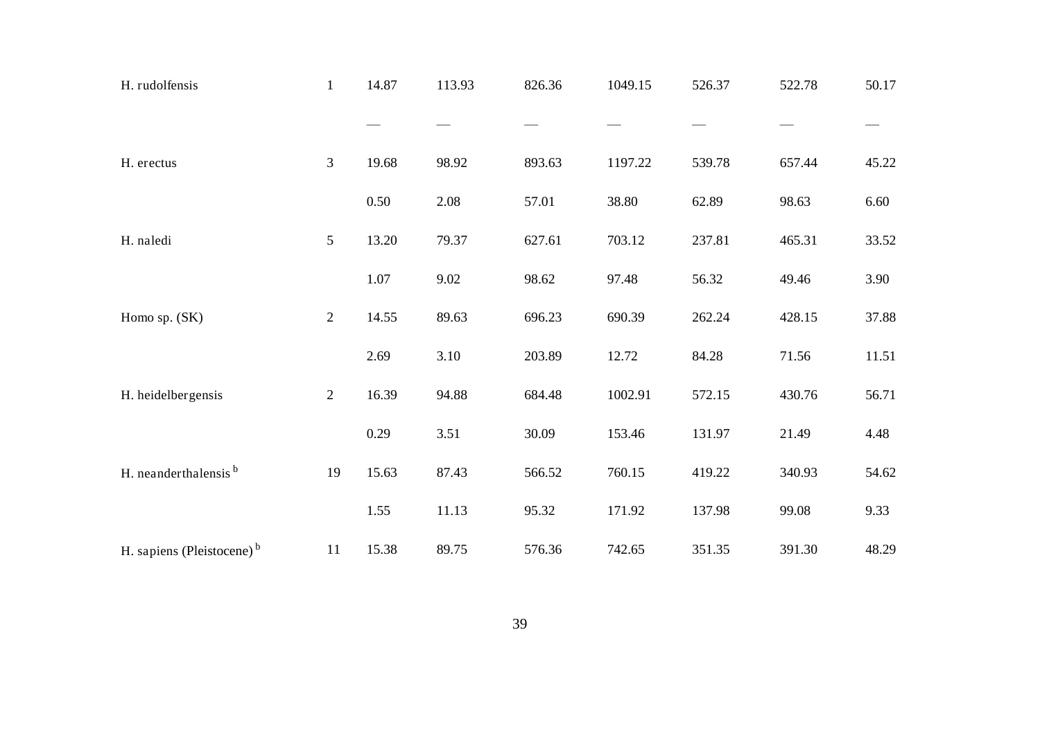| | | | | | | | | |
|---|---|---|---|---|---|---|---|---|
| H. rudolfensis | 1 | 14.87 | 113.93 | 826.36 | 1049.15 | 526.37 | 522.78 | 50.17 |
| | | — | — | — | — | — | — | — |
| H. erectus | 3 | 19.68 | 98.92 | 893.63 | 1197.22 | 539.78 | 657.44 | 45.22 |
| | | 0.50 | 2.08 | 57.01 | 38.80 | 62.89 | 98.63 | 6.60 |
| H. naledi | 5 | 13.20 | 79.37 | 627.61 | 703.12 | 237.81 | 465.31 | 33.52 |
| | | 1.07 | 9.02 | 98.62 | 97.48 | 56.32 | 49.46 | 3.90 |
| Homo sp. (SK) | 2 | 14.55 | 89.63 | 696.23 | 690.39 | 262.24 | 428.15 | 37.88 |
| | | 2.69 | 3.10 | 203.89 | 12.72 | 84.28 | 71.56 | 11.51 |
| H. heidelbergensis | 2 | 16.39 | 94.88 | 684.48 | 1002.91 | 572.15 | 430.76 | 56.71 |
| | | 0.29 | 3.51 | 30.09 | 153.46 | 131.97 | 21.49 | 4.48 |
| H. neanderthalensis [b] | 19 | 15.63 | 87.43 | 566.52 | 760.15 | 419.22 | 340.93 | 54.62 |
| | | 1.55 | 11.13 | 95.32 | 171.92 | 137.98 | 99.08 | 9.33 |
| H. sapiens (Pleistocene) [b] | 11 | 15.38 | 89.75 | 576.36 | 742.65 | 351.35 | 391.30 | 48.29 |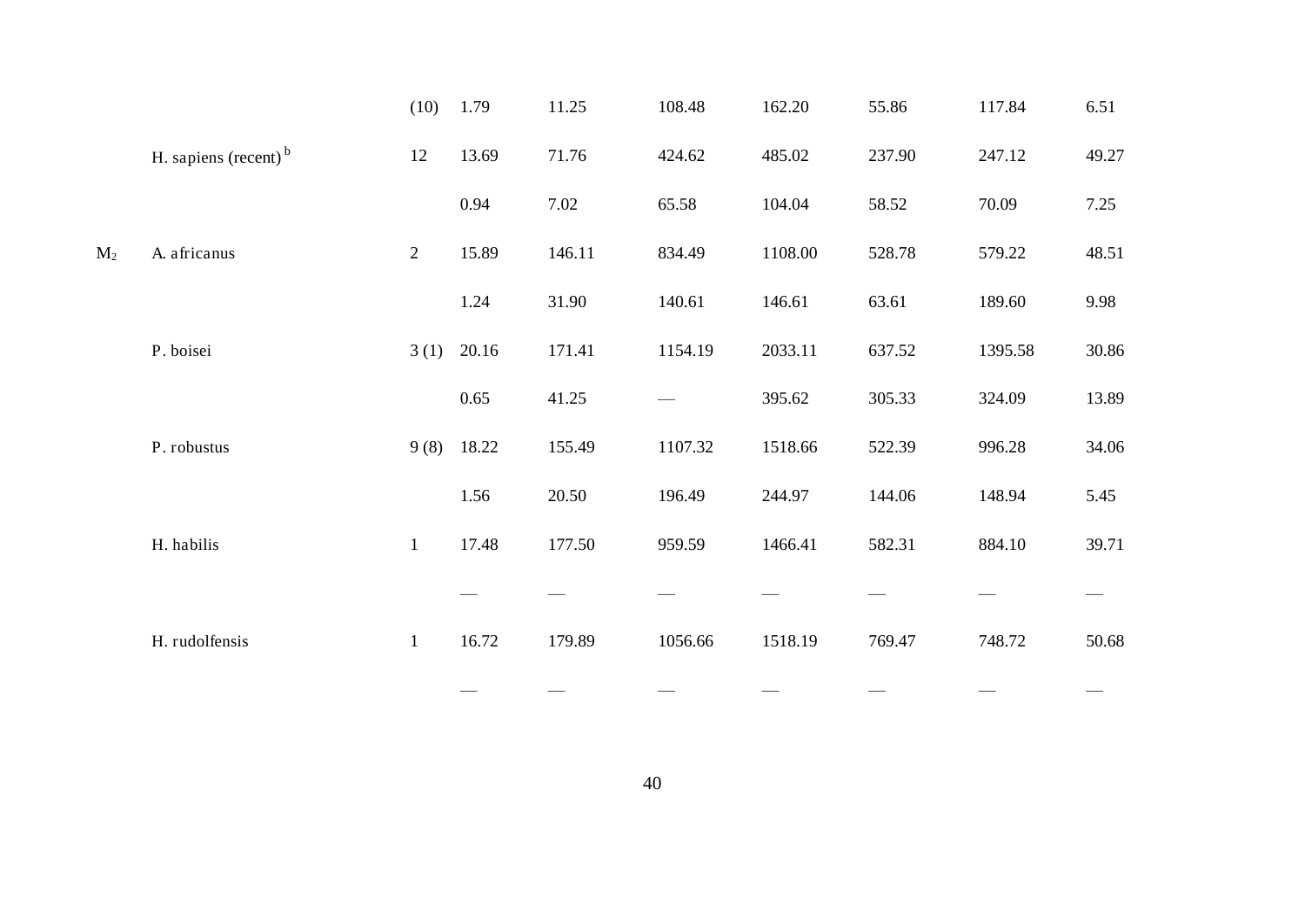| | | | | | | | | | |
|---|---|---|---|---|---|---|---|---|---|
| | | (10) | 1.79 | 11.25 | 108.48 | 162.20 | 55.86 | 117.84 | 6.51 |
| | H. sapiens (recent) [b] | 12 | 13.69 | 71.76 | 424.62 | 485.02 | 237.90 | 247.12 | 49.27 |
| | | | 0.94 | 7.02 | 65.58 | 104.04 | 58.52 | 70.09 | 7.25 |
| $M_2$ | A. africanus | 2 | 15.89 | 146.11 | 834.49 | 1108.00 | 528.78 | 579.22 | 48.51 |
| | | | 1.24 | 31.90 | 140.61 | 146.61 | 63.61 | 189.60 | 9.98 |
| | P. boisei | 3 (1) | 20.16 | 171.41 | 1154.19 | 2033.11 | 637.52 | 1395.58 | 30.86 |
| | | | 0.65 | 41.25 | — | 395.62 | 305.33 | 324.09 | 13.89 |
| | P. robustus | 9 (8) | 18.22 | 155.49 | 1107.32 | 1518.66 | 522.39 | 996.28 | 34.06 |
| | | | 1.56 | 20.50 | 196.49 | 244.97 | 144.06 | 148.94 | 5.45 |
| | H. habilis | 1 | 17.48 | 177.50 | 959.59 | 1466.41 | 582.31 | 884.10 | 39.71 |
| | | | — | — | — | — | — | — | — |
| | H. rudolfensis | 1 | 16.72 | 179.89 | 1056.66 | 1518.19 | 769.47 | 748.72 | 50.68 |
| | | | — | — | — | — | — | — | — |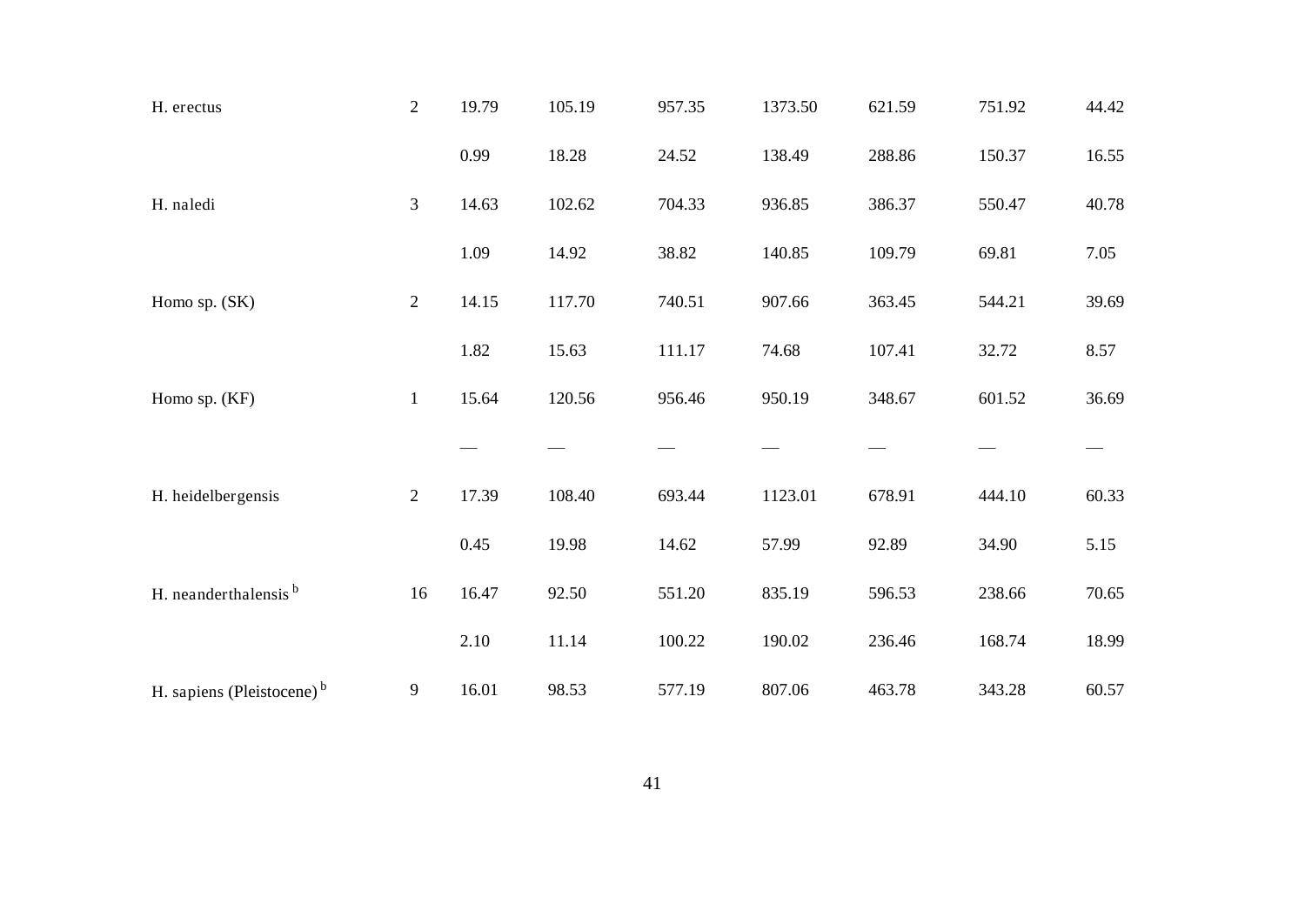| | | | | | | | | |
|---|---|---|---|---|---|---|---|---|
| H. erectus | 2 | 19.79 | 105.19 | 957.35 | 1373.50 | 621.59 | 751.92 | 44.42 |
| | | 0.99 | 18.28 | 24.52 | 138.49 | 288.86 | 150.37 | 16.55 |
| H. naledi | 3 | 14.63 | 102.62 | 704.33 | 936.85 | 386.37 | 550.47 | 40.78 |
| | | 1.09 | 14.92 | 38.82 | 140.85 | 109.79 | 69.81 | 7.05 |
| Homo sp. (SK) | 2 | 14.15 | 117.70 | 740.51 | 907.66 | 363.45 | 544.21 | 39.69 |
| | | 1.82 | 15.63 | 111.17 | 74.68 | 107.41 | 32.72 | 8.57 |
| Homo sp. (KF) | 1 | 15.64 | 120.56 | 956.46 | 950.19 | 348.67 | 601.52 | 36.69 |
| | | — | — | — | — | — | — | — |
| H. heidelbergensis | 2 | 17.39 | 108.40 | 693.44 | 1123.01 | 678.91 | 444.10 | 60.33 |
| | | 0.45 | 19.98 | 14.62 | 57.99 | 92.89 | 34.90 | 5.15 |
| H. neanderthalensis [b] | 16 | 16.47 | 92.50 | 551.20 | 835.19 | 596.53 | 238.66 | 70.65 |
| | | 2.10 | 11.14 | 100.22 | 190.02 | 236.46 | 168.74 | 18.99 |
| H. sapiens (Pleistocene) [b] | 9 | 16.01 | 98.53 | 577.19 | 807.06 | 463.78 | 343.28 | 60.57 |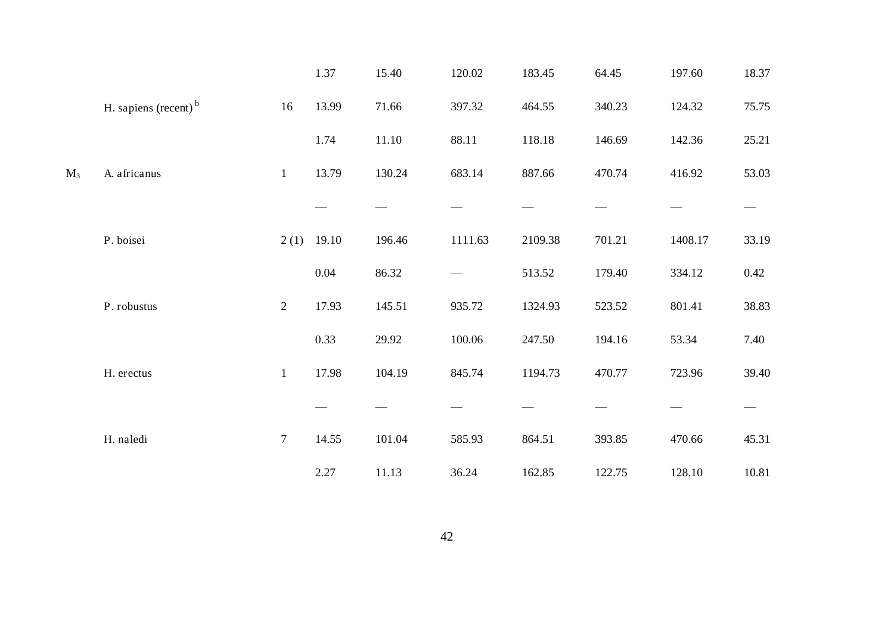| | | | | | | | | | |
|---|---|---|---|---|---|---|---|---|---|
| | | | 1.37 | 15.40 | 120.02 | 183.45 | 64.45 | 197.60 | 18.37 |
| | H. sapiens (recent) [b] | 16 | 13.99 | 71.66 | 397.32 | 464.55 | 340.23 | 124.32 | 75.75 |
| | | | 1.74 | 11.10 | 88.11 | 118.18 | 146.69 | 142.36 | 25.21 |
| $M_3$ | A. africanus | 1 | 13.79 | 130.24 | 683.14 | 887.66 | 470.74 | 416.92 | 53.03 |
| | | | — | — | — | — | — | — | — |
| | P. boisei | 2 (1) | 19.10 | 196.46 | 1111.63 | 2109.38 | 701.21 | 1408.17 | 33.19 |
| | | | 0.04 | 86.32 | — | 513.52 | 179.40 | 334.12 | 0.42 |
| | P. robustus | 2 | 17.93 | 145.51 | 935.72 | 1324.93 | 523.52 | 801.41 | 38.83 |
| | | | 0.33 | 29.92 | 100.06 | 247.50 | 194.16 | 53.34 | 7.40 |
| | H. erectus | 1 | 17.98 | 104.19 | 845.74 | 1194.73 | 470.77 | 723.96 | 39.40 |
| | | | — | — | — | — | — | — | — |
| | H. naledi | 7 | 14.55 | 101.04 | 585.93 | 864.51 | 393.85 | 470.66 | 45.31 |
| | | | 2.27 | 11.13 | 36.24 | 162.85 | 122.75 | 128.10 | 10.81 |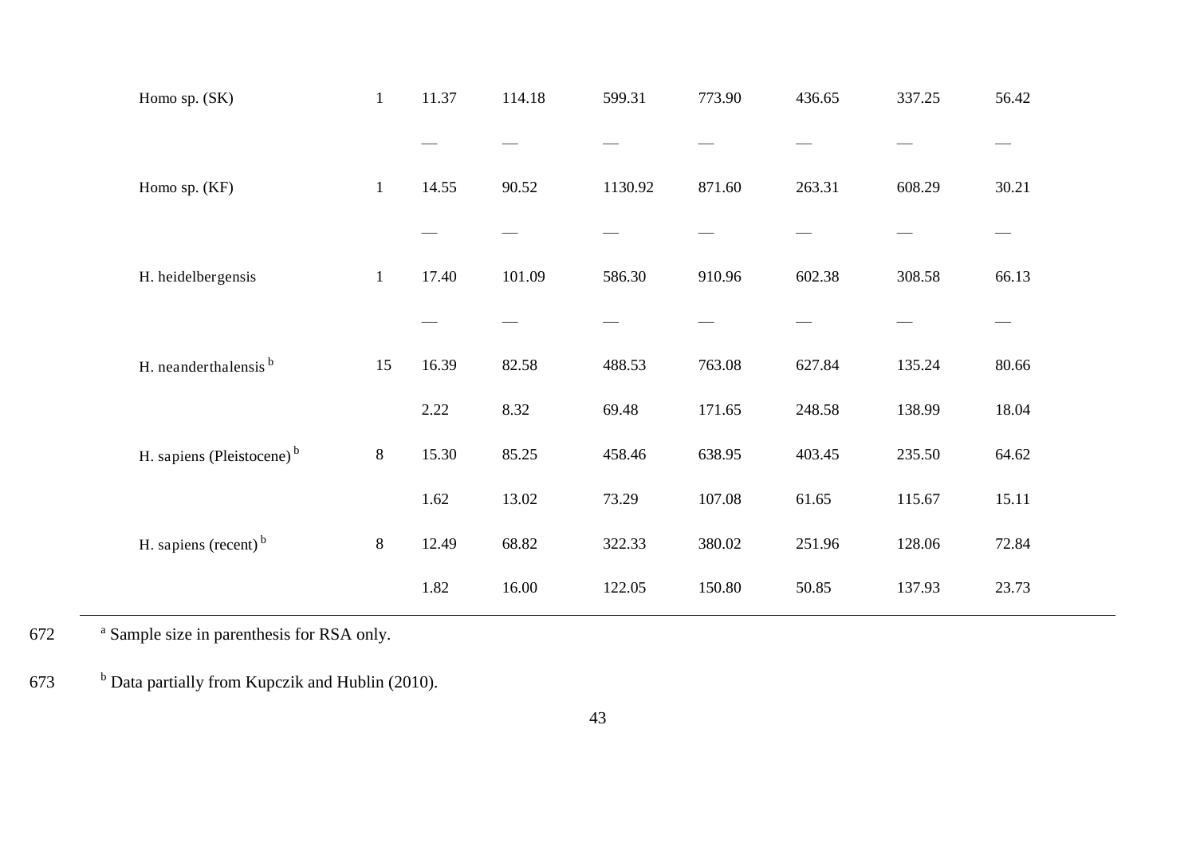| | | | | | | | | |
|---|---|---|---|---|---|---|---|---|
| Homo sp. (SK) | 1 | 11.37 | 114.18 | 599.31 | 773.90 | 436.65 | 337.25 | 56.42 |
| | | — | — | — | — | — | — | — |
| Homo sp. (KF) | 1 | 14.55 | 90.52 | 1130.92 | 871.60 | 263.31 | 608.29 | 30.21 |
| | | — | — | — | — | — | — | — |
| H. heidelbergensis | 1 | 17.40 | 101.09 | 586.30 | 910.96 | 602.38 | 308.58 | 66.13 |
| | | — | — | — | — | — | — | — |
| H. neanderthalensis [b] | 15 | 16.39 | 82.58 | 488.53 | 763.08 | 627.84 | 135.24 | 80.66 |
| | | 2.22 | 8.32 | 69.48 | 171.65 | 248.58 | 138.99 | 18.04 |
| H. sapiens (Pleistocene) [b] | 8 | 15.30 | 85.25 | 458.46 | 638.95 | 403.45 | 235.50 | 64.62 |
| | | 1.62 | 13.02 | 73.29 | 107.08 | 61.65 | 115.67 | 15.11 |
| H. sapiens (recent) [b] | 8 | 12.49 | 68.82 | 322.33 | 380.02 | 251.96 | 128.06 | 72.84 |
| | | 1.82 | 16.00 | 122.05 | 150.80 | 50.85 | 137.93 | 23.73 |

672 [a] Sample size in parenthesis for RSA only.

673 [b] Data partially from Kupczik and Hublin (2010).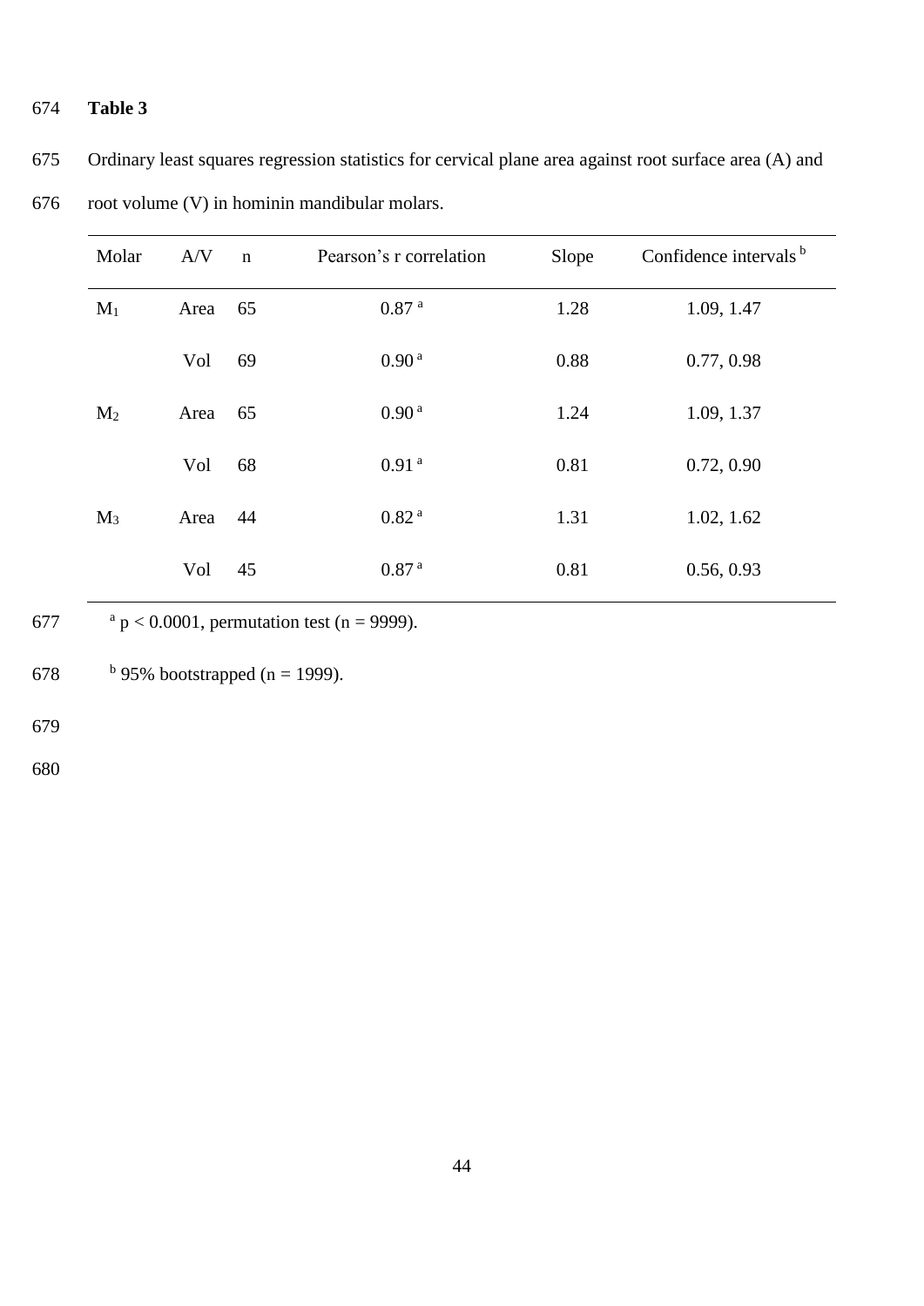**Table 3**

Ordinary least squares regression statistics for cervical plane area against root surface area (A) and root volume (V) in hominin mandibular molars.

| Molar | A/V | n | Pearson's r correlation | Slope | Confidence intervals [b] |
|---|---|---|---|---|---|
| $M_1$ | Area | 65 | 0.87 [a] | 1.28 | 1.09, 1.47 |
| | Vol | 69 | 0.90 [a] | 0.88 | 0.77, 0.98 |
| $M_2$ | Area | 65 | 0.90 [a] | 1.24 | 1.09, 1.37 |
| | Vol | 68 | 0.91 [a] | 0.81 | 0.72, 0.90 |
| $M_3$ | Area | 44 | 0.82 [a] | 1.31 | 1.02, 1.62 |
| | Vol | 45 | 0.87 [a] | 0.81 | 0.56, 0.93 |

[a] $p < 0.0001$, permutation test ($n = 9999$).

[b] 95% bootstrapped ($n = 1999$).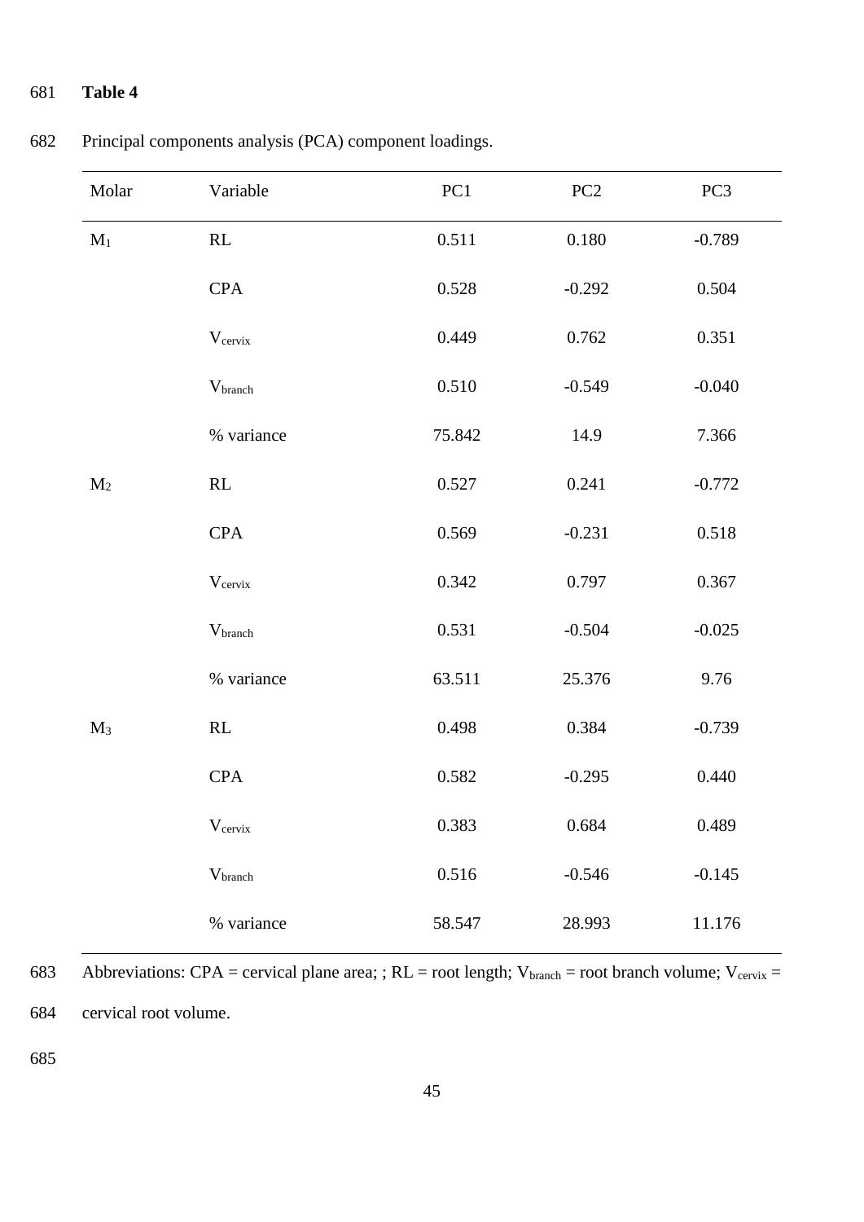**Table 4**

Principal components analysis (PCA) component loadings.

| Molar | Variable | PC1 | PC2 | PC3 |
|---|---|---|---|---|
| $M_1$ | RL | 0.511 | 0.180 | -0.789 |
| | CPA | 0.528 | -0.292 | 0.504 |
| | $V_{cervix}$ | 0.449 | 0.762 | 0.351 |
| | $V_{branch}$ | 0.510 | -0.549 | -0.040 |
| | % variance | 75.842 | 14.9 | 7.366 |
| $M_2$ | RL | 0.527 | 0.241 | -0.772 |
| | CPA | 0.569 | -0.231 | 0.518 |
| | $V_{cervix}$ | 0.342 | 0.797 | 0.367 |
| | $V_{branch}$ | 0.531 | -0.504 | -0.025 |
| | % variance | 63.511 | 25.376 | 9.76 |
| $M_3$ | RL | 0.498 | 0.384 | -0.739 |
| | CPA | 0.582 | -0.295 | 0.440 |
| | $V_{cervix}$ | 0.383 | 0.684 | 0.489 |
| | $V_{branch}$ | 0.516 | -0.546 | -0.145 |
| | % variance | 58.547 | 28.993 | 11.176 |

Abbreviations: CPA = cervical plane area; ; RL = root length; $V_{branch}$ = root branch volume; $V_{cervix}$ = cervical root volume.